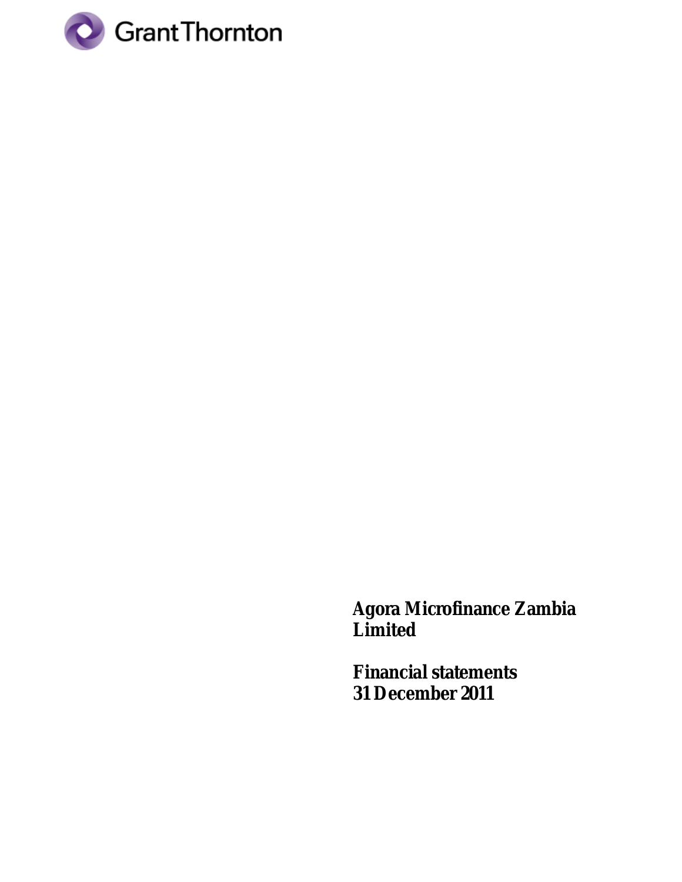Grant Thornton

# Agora Microfinance Zambia Limited

## Financial statements
## 31 December 2011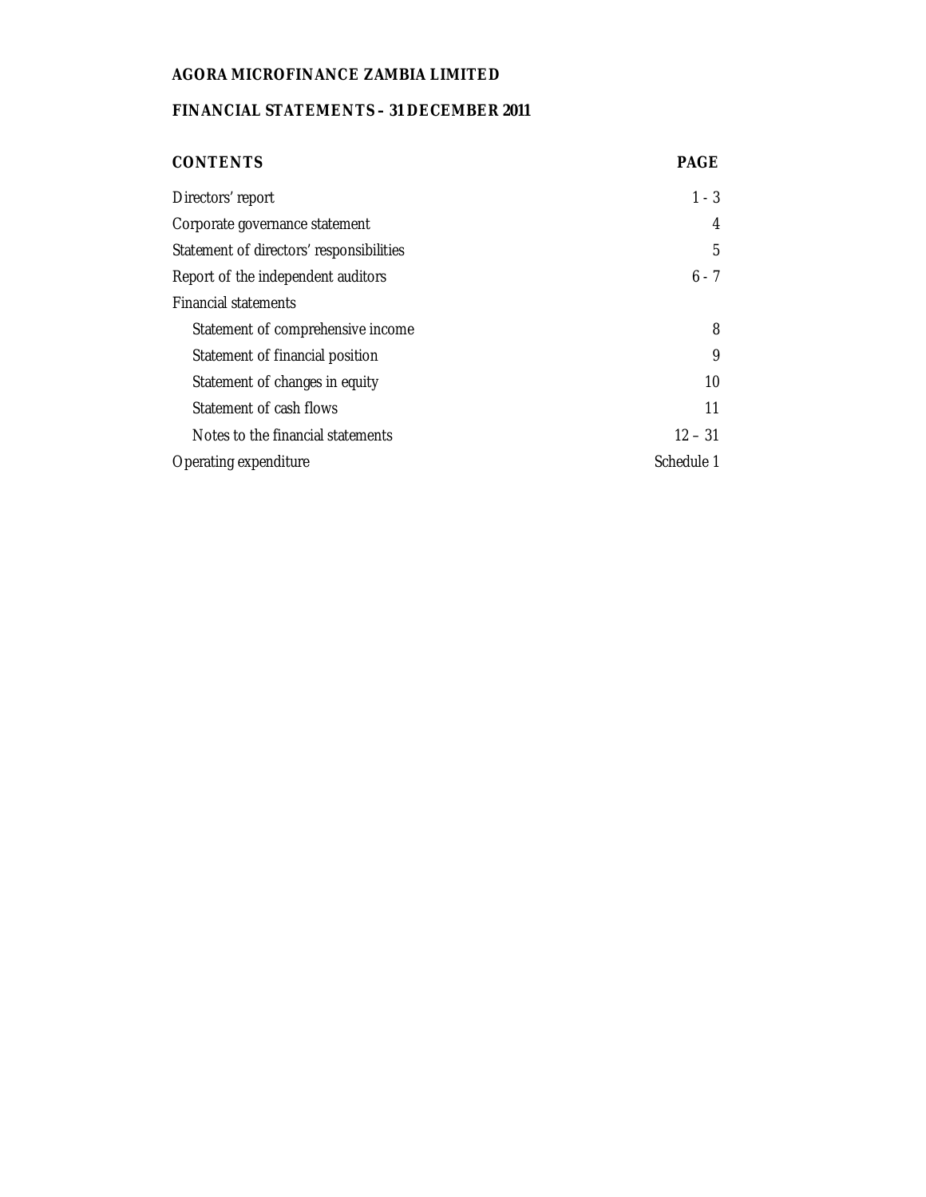**AGORA MICROFINANCE ZAMBIA LIMITED**

**FINANCIAL STATEMENTS – 31 DECEMBER 2011**

| CONTENTS | PAGE |
|---|---|
| Directors' report | 1 - 3 |
| Corporate governance statement | 4 |
| Statement of directors' responsibilities | 5 |
| Report of the independent auditors | 6 - 7 |
| Financial statements | |
| Statement of comprehensive income | 8 |
| Statement of financial position | 9 |
| Statement of changes in equity | 10 |
| Statement of cash flows | 11 |
| Notes to the financial statements | 12 – 31 |
| Operating expenditure | Schedule 1 |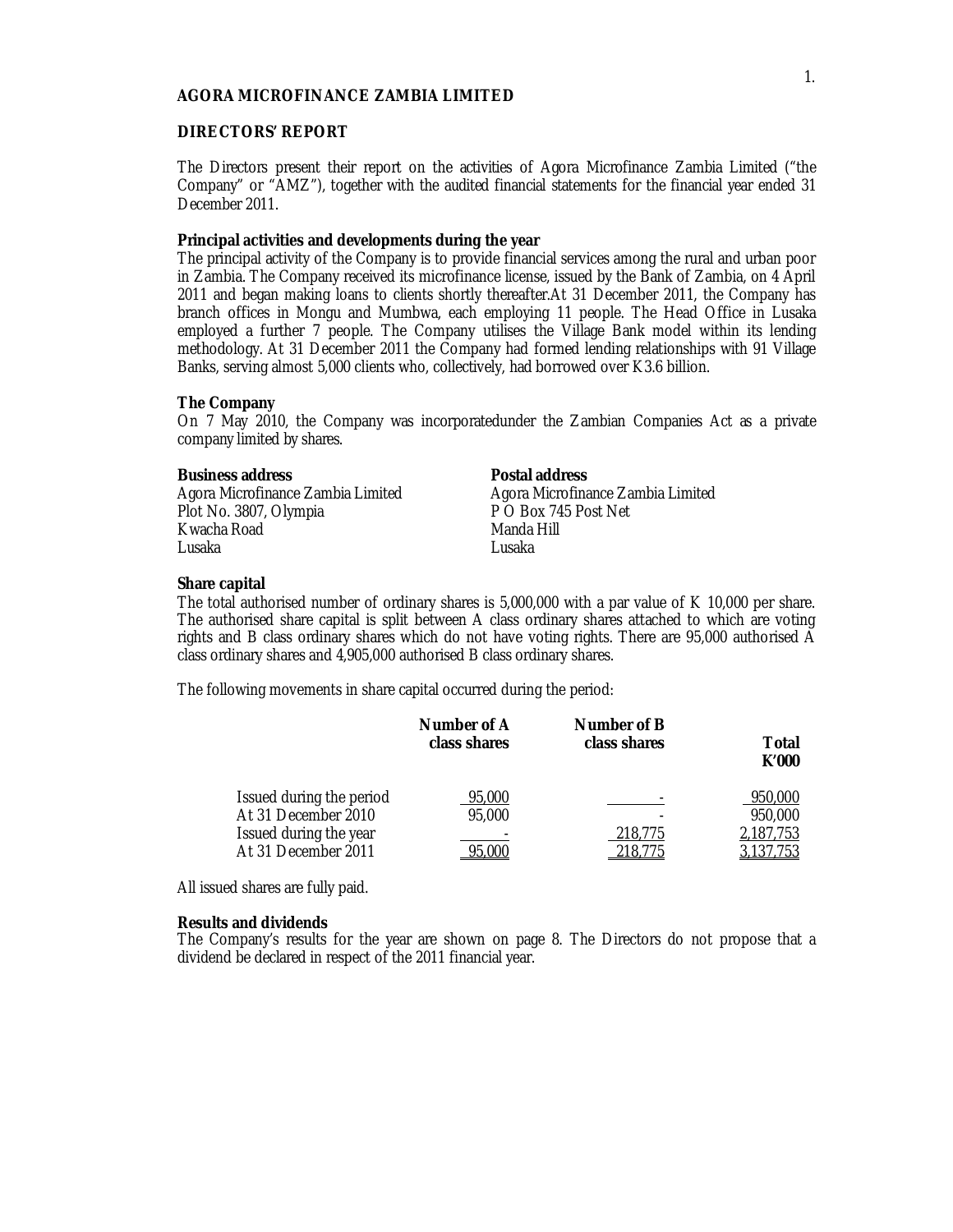**AGORA MICROFINANCE ZAMBIA LIMITED**

**DIRECTORS' REPORT**

The Directors present their report on the activities of Agora Microfinance Zambia Limited ("the Company" or "AMZ"), together with the audited financial statements for the financial year ended 31 December 2011.

**Principal activities and developments during the year**

The principal activity of the Company is to provide financial services among the rural and urban poor in Zambia. The Company received its microfinance license, issued by the Bank of Zambia, on 4 April 2011 and began making loans to clients shortly thereafter.At 31 December 2011, the Company has branch offices in Mongu and Mumbwa, each employing 11 people. The Head Office in Lusaka employed a further 7 people. The Company utilises the Village Bank model within its lending methodology. At 31 December 2011 the Company had formed lending relationships with 91 Village Banks, serving almost 5,000 clients who, collectively, had borrowed over K3.6 billion.

**The Company**

On 7 May 2010, the Company was incorporatedunder the Zambian Companies Act as a private company limited by shares.

| **Business address** | **Postal address** |
|---|---|
| Agora Microfinance Zambia Limited | Agora Microfinance Zambia Limited |
| Plot No. 3807, Olympia | P O Box 745 Post Net |
| Kwacha Road | Manda Hill |
| Lusaka | Lusaka |

**Share capital**

The total authorised number of ordinary shares is 5,000,000 with a par value of K 10,000 per share. The authorised share capital is split between A class ordinary shares attached to which are voting rights and B class ordinary shares which do not have voting rights. There are 95,000 authorised A class ordinary shares and 4,905,000 authorised B class ordinary shares.

The following movements in share capital occurred during the period:

| | **Number of A class shares** | **Number of B class shares** | **Total K'000** |
|---|---|---|---|
| Issued during the period | 95,000 | - | 950,000 |
| At 31 December 2010 | 95,000 | - | 950,000 |
| Issued during the year | - | 218,775 | 2,187,753 |
| At 31 December 2011 | 95,000 | 218,775 | 3,137,753 |

All issued shares are fully paid.

**Results and dividends**

The Company's results for the year are shown on page 8. The Directors do not propose that a dividend be declared in respect of the 2011 financial year.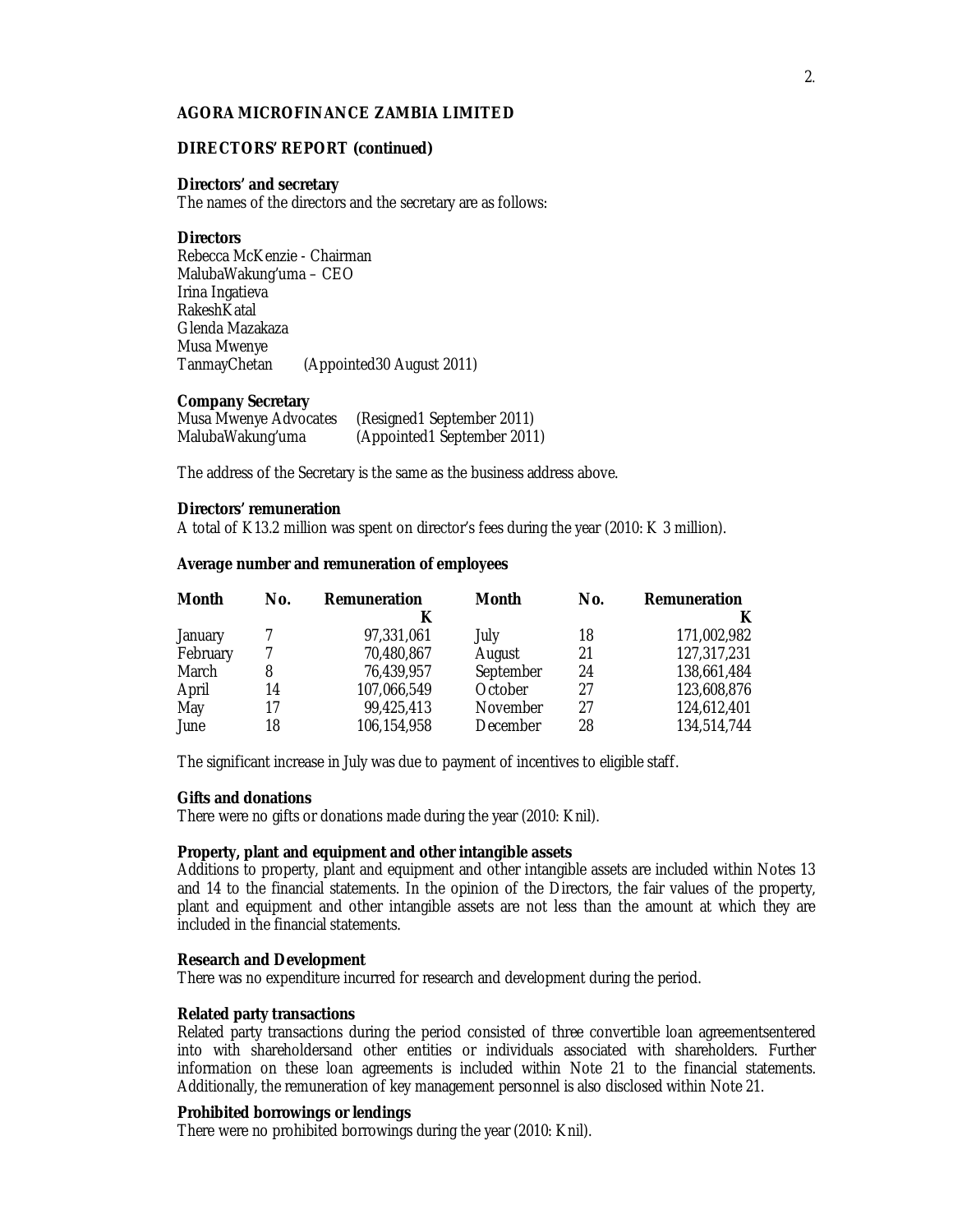**AGORA MICROFINANCE ZAMBIA LIMITED**

**DIRECTORS' REPORT (continued)**

**Directors' and secretary**
The names of the directors and the secretary are as follows:

**Directors**
Rebecca McKenzie - Chairman
MalubaWakung'uma – CEO
Irina Ingatieva
RakeshKatal
Glenda Mazakaza
Musa Mwenye
TanmayChetan (Appointed30 August 2011)

**Company Secretary**
Musa Mwenye Advocates (Resigned1 September 2011)
MalubaWakung'uma (Appointed1 September 2011)

The address of the Secretary is the same as the business address above.

**Directors' remuneration**
A total of K13.2 million was spent on director's fees during the year (2010: K 3 million).

**Average number and remuneration of employees**

| Month | No. | Remuneration | Month | No. | Remuneration |
|---|---|---|---|---|---|
| | | K | | | K |
| January | 7 | 97,331,061 | July | 18 | 171,002,982 |
| February | 7 | 70,480,867 | August | 21 | 127,317,231 |
| March | 8 | 76,439,957 | September | 24 | 138,661,484 |
| April | 14 | 107,066,549 | October | 27 | 123,608,876 |
| May | 17 | 99,425,413 | November | 27 | 124,612,401 |
| June | 18 | 106,154,958 | December | 28 | 134,514,744 |

The significant increase in July was due to payment of incentives to eligible staff.

**Gifts and donations**
There were no gifts or donations made during the year (2010: Knil).

**Property, plant and equipment and other intangible assets**
Additions to property, plant and equipment and other intangible assets are included within Notes 13 and 14 to the financial statements. In the opinion of the Directors, the fair values of the property, plant and equipment and other intangible assets are not less than the amount at which they are included in the financial statements.

**Research and Development**
There was no expenditure incurred for research and development during the period.

**Related party transactions**
Related party transactions during the period consisted of three convertible loan agreementsentered into with shareholdersand other entities or individuals associated with shareholders. Further information on these loan agreements is included within Note 21 to the financial statements. Additionally, the remuneration of key management personnel is also disclosed within Note 21.

**Prohibited borrowings or lendings**
There were no prohibited borrowings during the year (2010: Knil).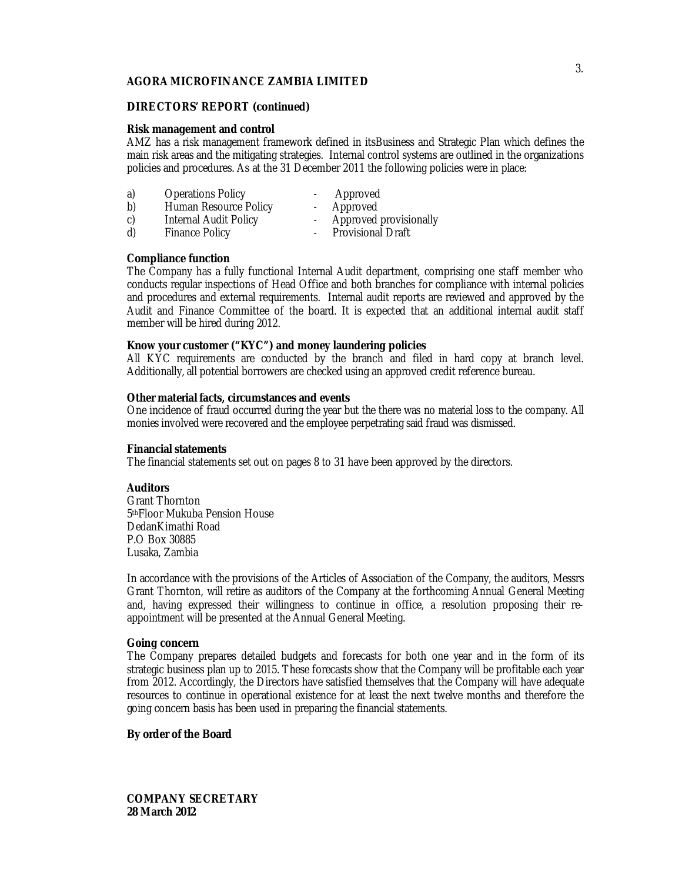**AGORA MICROFINANCE ZAMBIA LIMITED**

**DIRECTORS' REPORT (continued)**

**Risk management and control**

AMZ has a risk management framework defined in itsBusiness and Strategic Plan which defines the main risk areas and the mitigating strategies. Internal control systems are outlined in the organizations policies and procedures. As at the 31 December 2011 the following policies were in place:

| | | | |
|---|---|---|---|
| a) | Operations Policy | - | Approved |
| b) | Human Resource Policy | - | Approved |
| c) | Internal Audit Policy | - | Approved provisionally |
| d) | Finance Policy | - | Provisional Draft |

**Compliance function**

The Company has a fully functional Internal Audit department, comprising one staff member who conducts regular inspections of Head Office and both branches for compliance with internal policies and procedures and external requirements. Internal audit reports are reviewed and approved by the Audit and Finance Committee of the board. It is expected that an additional internal audit staff member will be hired during 2012.

**Know your customer ("KYC") and money laundering policies**

All KYC requirements are conducted by the branch and filed in hard copy at branch level. Additionally, all potential borrowers are checked using an approved credit reference bureau.

**Other material facts, circumstances and events**

One incidence of fraud occurred during the year but the there was no material loss to the company. All monies involved were recovered and the employee perpetrating said fraud was dismissed.

**Financial statements**

The financial statements set out on pages 8 to 31 have been approved by the directors.

**Auditors**

Grant Thornton
5thFloor Mukuba Pension House
DedanKimathi Road
P.O Box 30885
Lusaka, Zambia

In accordance with the provisions of the Articles of Association of the Company, the auditors, Messrs Grant Thornton, will retire as auditors of the Company at the forthcoming Annual General Meeting and, having expressed their willingness to continue in office, a resolution proposing their re-appointment will be presented at the Annual General Meeting.

**Going concern**

The Company prepares detailed budgets and forecasts for both one year and in the form of its strategic business plan up to 2015. These forecasts show that the Company will be profitable each year from 2012. Accordingly, the Directors have satisfied themselves that the Company will have adequate resources to continue in operational existence for at least the next twelve months and therefore the going concern basis has been used in preparing the financial statements.

**By order of the Board**

**COMPANY SECRETARY**
**28 March 2012**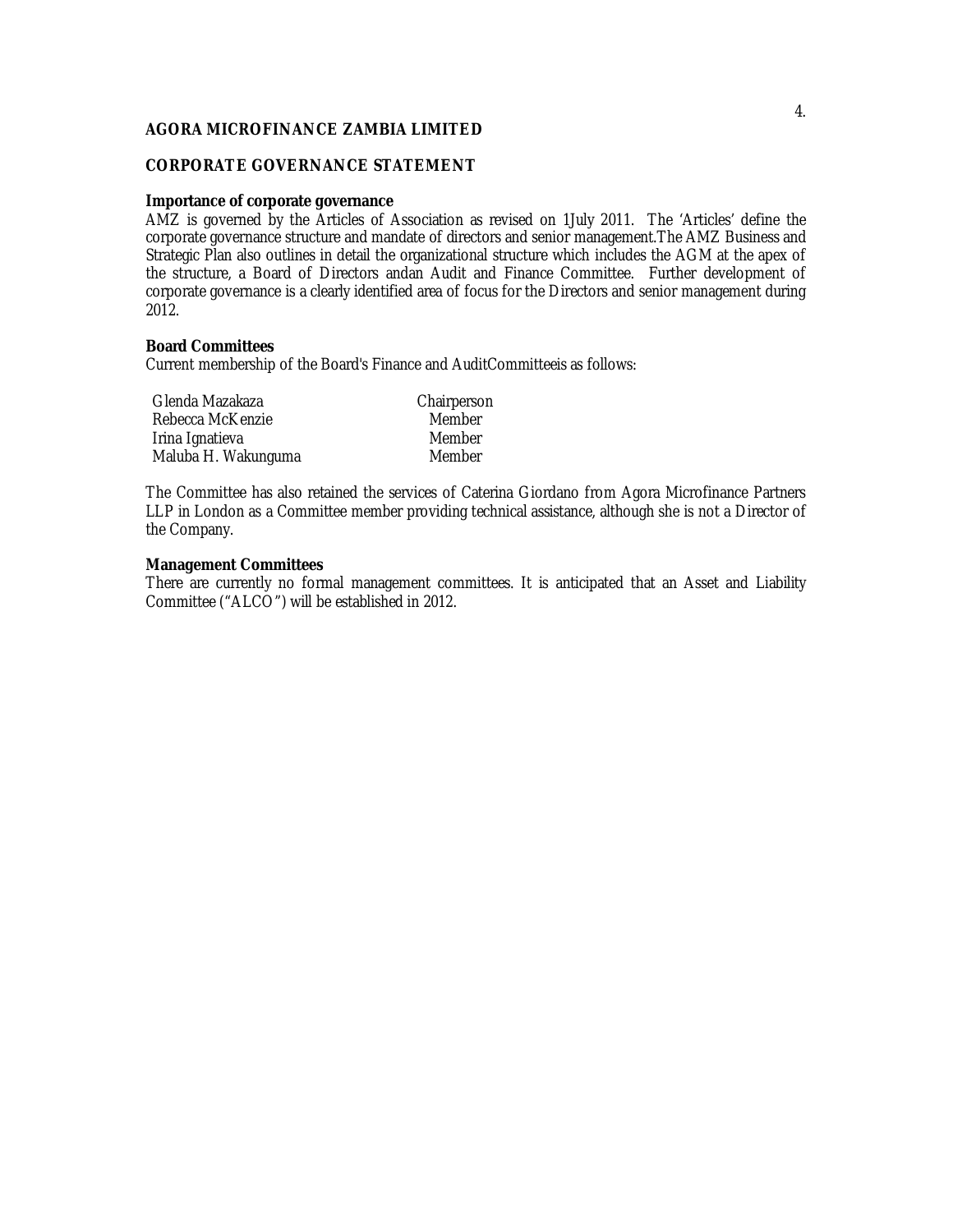**AGORA MICROFINANCE ZAMBIA LIMITED**

**CORPORATE GOVERNANCE STATEMENT**

**Importance of corporate governance**

AMZ is governed by the Articles of Association as revised on 1July 2011. The 'Articles' define the corporate governance structure and mandate of directors and senior management.The AMZ Business and Strategic Plan also outlines in detail the organizational structure which includes the AGM at the apex of the structure, a Board of Directors andan Audit and Finance Committee. Further development of corporate governance is a clearly identified area of focus for the Directors and senior management during 2012.

**Board Committees**

Current membership of the Board's Finance and AuditCommitteeis as follows:

| | |
|---|---|
| Glenda Mazakaza | Chairperson |
| Rebecca McKenzie | Member |
| Irina Ignatieva | Member |
| Maluba H. Wakunguma | Member |

The Committee has also retained the services of Caterina Giordano from Agora Microfinance Partners LLP in London as a Committee member providing technical assistance, although she is not a Director of the Company.

**Management Committees**

There are currently no formal management committees. It is anticipated that an Asset and Liability Committee ("ALCO") will be established in 2012.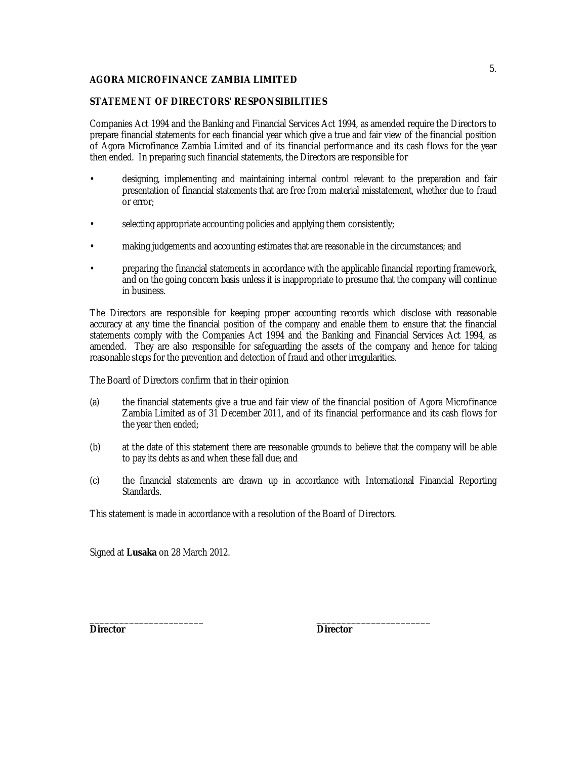**AGORA MICROFINANCE ZAMBIA LIMITED**

**STATEMENT OF DIRECTORS' RESPONSIBILITIES**

Companies Act 1994 and the Banking and Financial Services Act 1994, as amended require the Directors to prepare financial statements for each financial year which give a true and fair view of the financial position of Agora Microfinance Zambia Limited and of its financial performance and its cash flows for the year then ended. In preparing such financial statements, the Directors are responsible for

- designing, implementing and maintaining internal control relevant to the preparation and fair presentation of financial statements that are free from material misstatement, whether due to fraud or error;
- selecting appropriate accounting policies and applying them consistently;
- making judgements and accounting estimates that are reasonable in the circumstances; and
- preparing the financial statements in accordance with the applicable financial reporting framework, and on the going concern basis unless it is inappropriate to presume that the company will continue in business.

The Directors are responsible for keeping proper accounting records which disclose with reasonable accuracy at any time the financial position of the company and enable them to ensure that the financial statements comply with the Companies Act 1994 and the Banking and Financial Services Act 1994, as amended. They are also responsible for safeguarding the assets of the company and hence for taking reasonable steps for the prevention and detection of fraud and other irregularities.

The Board of Directors confirm that in their opinion

(a) the financial statements give a true and fair view of the financial position of Agora Microfinance Zambia Limited as of 31 December 2011, and of its financial performance and its cash flows for the year then ended;

(b) at the date of this statement there are reasonable grounds to believe that the company will be able to pay its debts as and when these fall due; and

(c) the financial statements are drawn up in accordance with International Financial Reporting Standards.

This statement is made in accordance with a resolution of the Board of Directors.

Signed at **Lusaka** on 28 March 2012.

______________________ ______________________

**Director** **Director**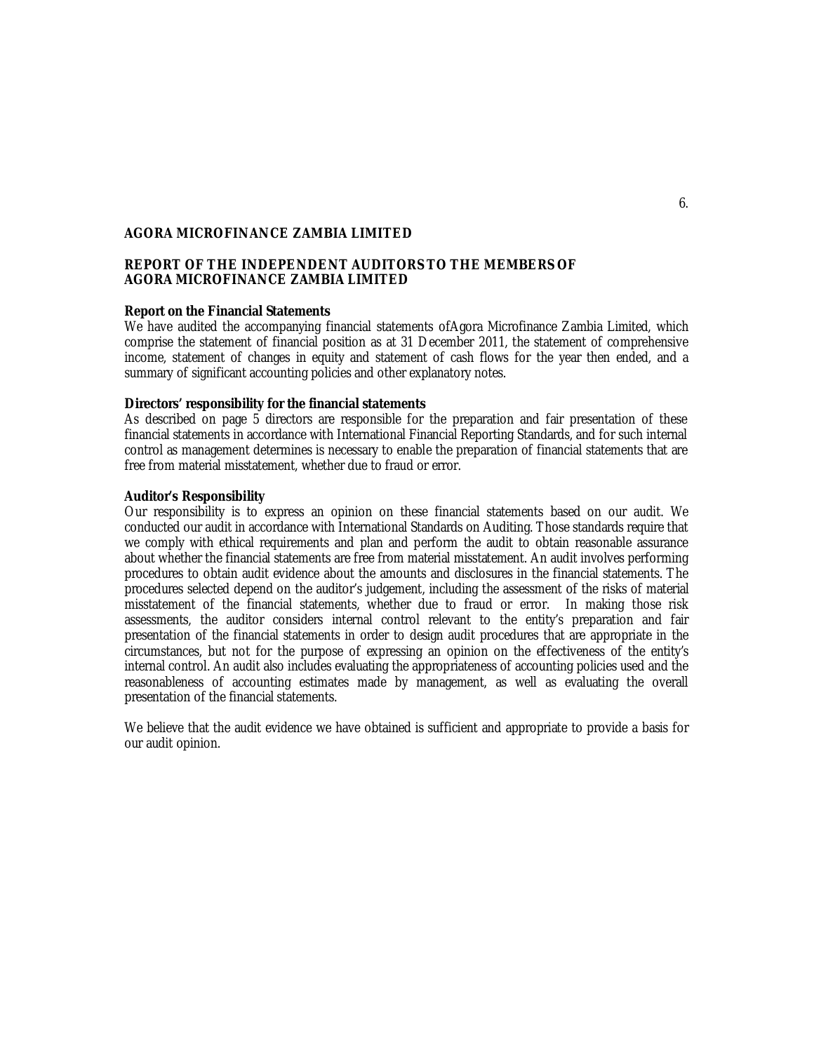**AGORA MICROFINANCE ZAMBIA LIMITED**

**REPORT OF THE INDEPENDENT AUDITORS TO THE MEMBERS OF AGORA MICROFINANCE ZAMBIA LIMITED**

**Report on the Financial Statements**

We have audited the accompanying financial statements ofAgora Microfinance Zambia Limited, which comprise the statement of financial position as at 31 December 2011, the statement of comprehensive income, statement of changes in equity and statement of cash flows for the year then ended, and a summary of significant accounting policies and other explanatory notes.

**Directors' responsibility for the financial statements**

As described on page 5 directors are responsible for the preparation and fair presentation of these financial statements in accordance with International Financial Reporting Standards, and for such internal control as management determines is necessary to enable the preparation of financial statements that are free from material misstatement, whether due to fraud or error.

**Auditor's Responsibility**

Our responsibility is to express an opinion on these financial statements based on our audit. We conducted our audit in accordance with International Standards on Auditing. Those standards require that we comply with ethical requirements and plan and perform the audit to obtain reasonable assurance about whether the financial statements are free from material misstatement. An audit involves performing procedures to obtain audit evidence about the amounts and disclosures in the financial statements. The procedures selected depend on the auditor's judgement, including the assessment of the risks of material misstatement of the financial statements, whether due to fraud or error. In making those risk assessments, the auditor considers internal control relevant to the entity's preparation and fair presentation of the financial statements in order to design audit procedures that are appropriate in the circumstances, but not for the purpose of expressing an opinion on the effectiveness of the entity's internal control. An audit also includes evaluating the appropriateness of accounting policies used and the reasonableness of accounting estimates made by management, as well as evaluating the overall presentation of the financial statements.

We believe that the audit evidence we have obtained is sufficient and appropriate to provide a basis for our audit opinion.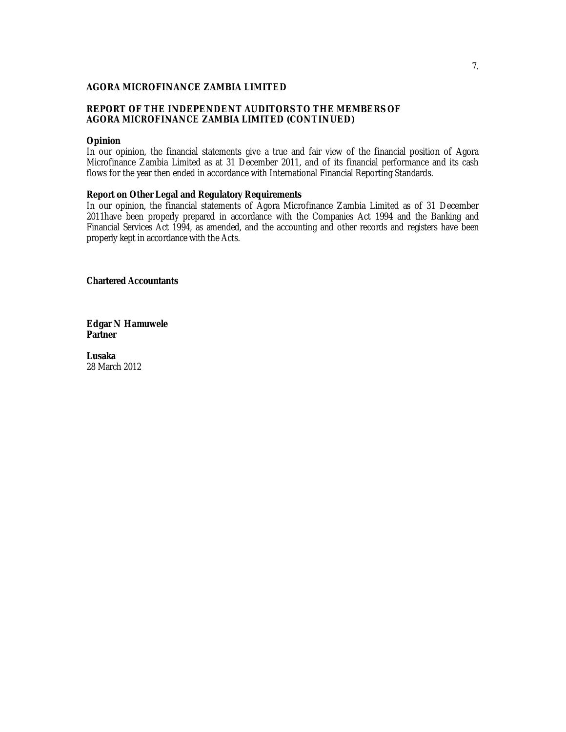**AGORA MICROFINANCE ZAMBIA LIMITED**

**REPORT OF THE INDEPENDENT AUDITORS TO THE MEMBERS OF AGORA MICROFINANCE ZAMBIA LIMITED (CONTINUED)**

**Opinion**

In our opinion, the financial statements give a true and fair view of the financial position of Agora Microfinance Zambia Limited as at 31 December 2011, and of its financial performance and its cash flows for the year then ended in accordance with International Financial Reporting Standards.

**Report on Other Legal and Regulatory Requirements**

In our opinion, the financial statements of Agora Microfinance Zambia Limited as of 31 December 2011have been properly prepared in accordance with the Companies Act 1994 and the Banking and Financial Services Act 1994, as amended, and the accounting and other records and registers have been properly kept in accordance with the Acts.

**Chartered Accountants**

**Edgar N Hamuwele**
**Partner**

**Lusaka**
28 March 2012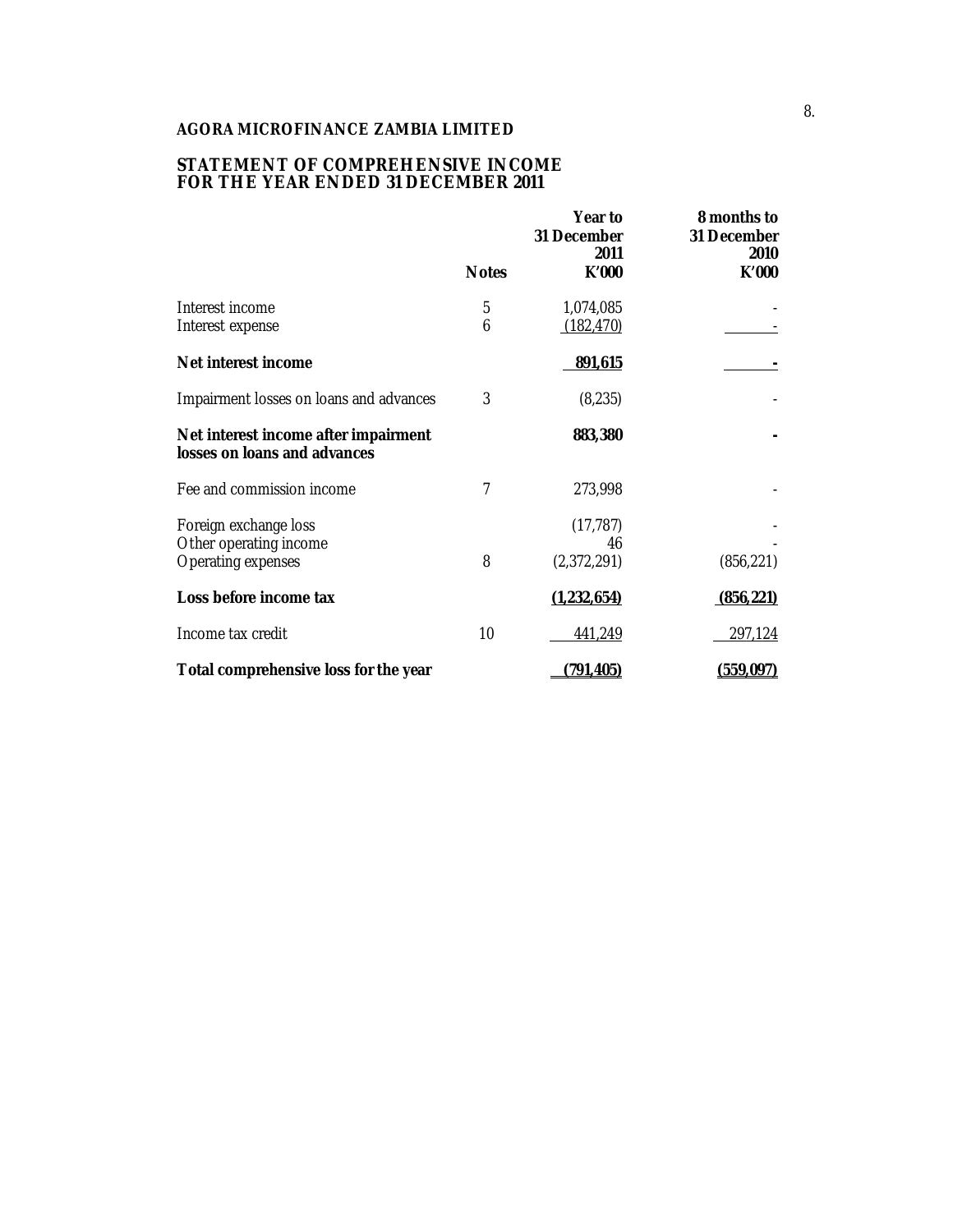**AGORA MICROFINANCE ZAMBIA LIMITED**

**STATEMENT OF COMPREHENSIVE INCOME**
**FOR THE YEAR ENDED 31 DECEMBER 2011**

| | Notes | Year to 31 December 2011 K'000 | 8 months to 31 December 2010 K'000 |
|---|---|---|---|
| Interest income | 5 | 1,074,085 | - |
| Interest expense | 6 | (182,470) | - |
| **Net interest income** | | **891,615** | **-** |
| Impairment losses on loans and advances | 3 | (8,235) | - |
| **Net interest income after impairment losses on loans and advances** | | **883,380** | **-** |
| Fee and commission income | 7 | 273,998 | - |
| Foreign exchange loss | | (17,787) | - |
| Other operating income | | 46 | - |
| Operating expenses | 8 | (2,372,291) | (856,221) |
| **Loss before income tax** | | **(1,232,654)** | **(856,221)** |
| Income tax credit | 10 | 441,249 | 297,124 |
| **Total comprehensive loss for the year** | | **(791,405)** | **(559,097)** |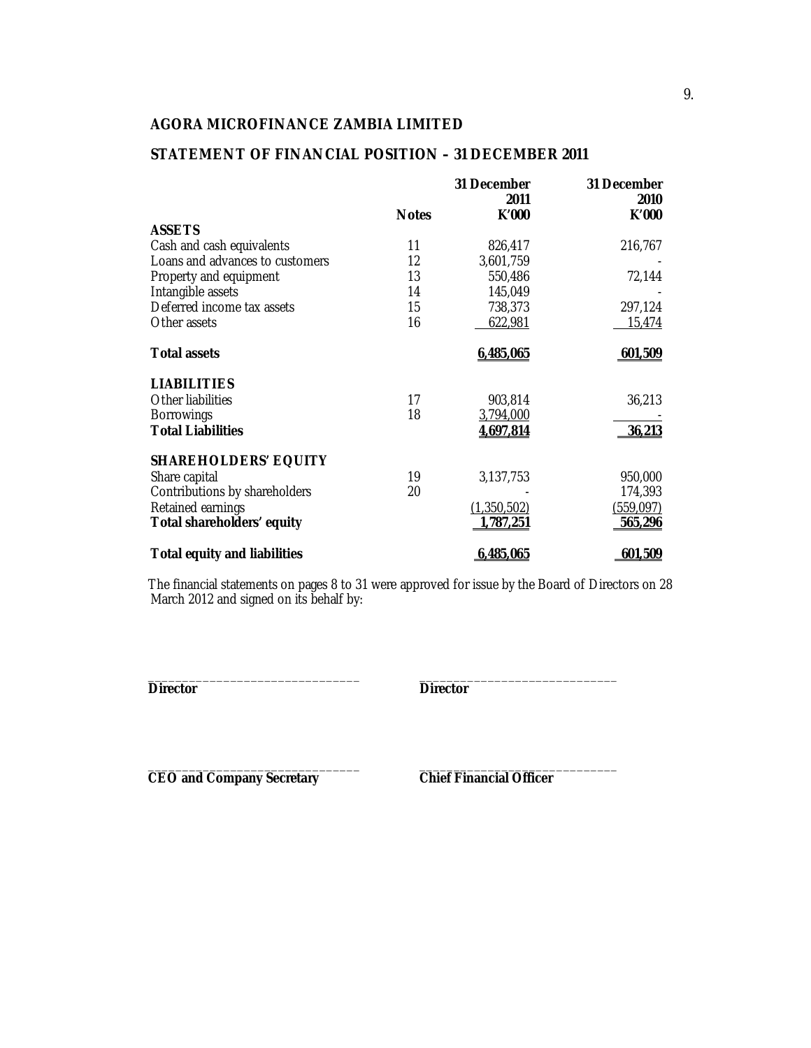# AGORA MICROFINANCE ZAMBIA LIMITED

## STATEMENT OF FINANCIAL POSITION – 31 DECEMBER 2011

| | Notes | 31 December 2011 K'000 | 31 December 2010 K'000 |
|---|---|---|---|
| **ASSETS** | | | |
| Cash and cash equivalents | 11 | 826,417 | 216,767 |
| Loans and advances to customers | 12 | 3,601,759 | - |
| Property and equipment | 13 | 550,486 | 72,144 |
| Intangible assets | 14 | 145,049 | - |
| Deferred income tax assets | 15 | 738,373 | 297,124 |
| Other assets | 16 | 622,981 | 15,474 |
| **Total assets** | | **6,485,065** | **601,509** |
| **LIABILITIES** | | | |
| Other liabilities | 17 | 903,814 | 36,213 |
| Borrowings | 18 | 3,794,000 | - |
| **Total Liabilities** | | **4,697,814** | **36,213** |
| **SHAREHOLDERS' EQUITY** | | | |
| Share capital | 19 | 3,137,753 | 950,000 |
| Contributions by shareholders | 20 | - | 174,393 |
| Retained earnings | | (1,350,502) | (559,097) |
| **Total shareholders' equity** | | **1,787,251** | **565,296** |
| **Total equity and liabilities** | | **6,485,065** | **601,509** |

The financial statements on pages 8 to 31 were approved for issue by the Board of Directors on 28 March 2012 and signed on its behalf by:

\_\_\_\_\_\_\_\_\_\_\_\_\_\_\_\_\_\_\_\_\_\_\_\_\_\_\_\_\_\_ 
**Director**

\_\_\_\_\_\_\_\_\_\_\_\_\_\_\_\_\_\_\_\_\_\_\_\_\_\_\_\_\_\_ 
**Director**

\_\_\_\_\_\_\_\_\_\_\_\_\_\_\_\_\_\_\_\_\_\_\_\_\_\_\_\_\_\_ 
**CEO and Company Secretary**

\_\_\_\_\_\_\_\_\_\_\_\_\_\_\_\_\_\_\_\_\_\_\_\_\_\_\_\_\_\_ 
**Chief Financial Officer**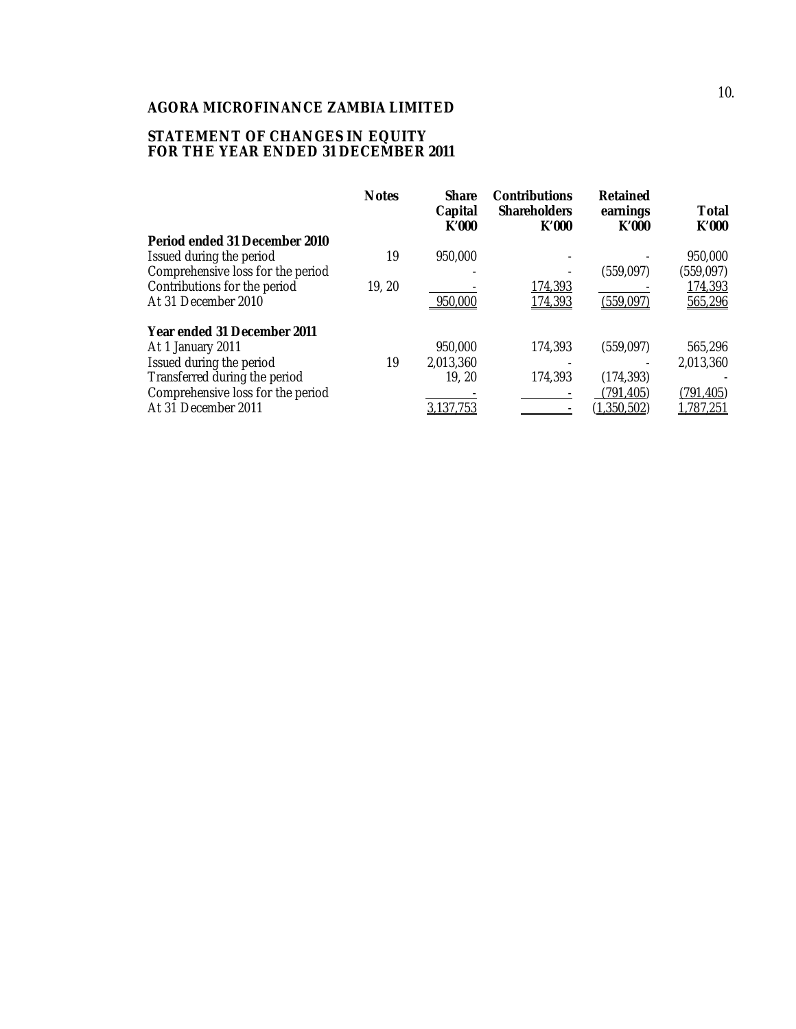**AGORA MICROFINANCE ZAMBIA LIMITED**

**STATEMENT OF CHANGES IN EQUITY
FOR THE YEAR ENDED 31 DECEMBER 2011**

| | Notes | Share Capital K'000 | Contributions Shareholders K'000 | Retained earnings K'000 | Total K'000 |
|---|---|---|---|---|---|
| **Period ended 31 December 2010** | | | | | |
| Issued during the period | 19 | 950,000 | - | - | 950,000 |
| Comprehensive loss for the period | | - | - | (559,097) | (559,097) |
| Contributions for the period | 19, 20 | - | 174,393 | - | 174,393 |
| At 31 December 2010 | | 950,000 | 174,393 | (559,097) | 565,296 |
| **Year ended 31 December 2011** | | | | | |
| At 1 January 2011 | | 950,000 | 174,393 | (559,097) | 565,296 |
| Issued during the period | 19 | 2,013,360 | - | - | 2,013,360 |
| Transferred during the period | | 19, 20 | 174,393 | (174,393) | - |
| Comprehensive loss for the period | | - | - | (791,405) | (791,405) |
| At 31 December 2011 | | 3,137,753 | - | (1,350,502) | 1,787,251 |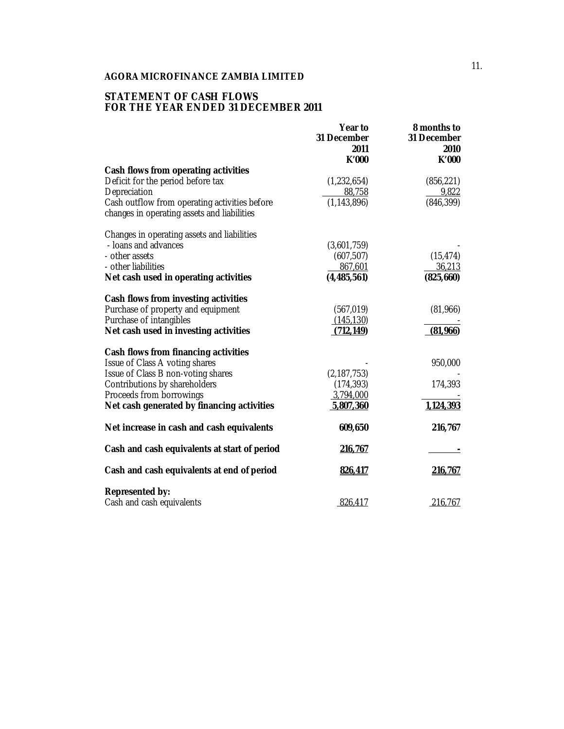**AGORA MICROFINANCE ZAMBIA LIMITED**

**STATEMENT OF CASH FLOWS**
**FOR THE YEAR ENDED 31 DECEMBER 2011**

| | Year to 31 December 2011 K'000 | 8 months to 31 December 2010 K'000 |
|---|---|---|
| **Cash flows from operating activities** | | |
| Deficit for the period before tax | (1,232,654) | (856,221) |
| Depreciation | 88,758 | 9,822 |
| Cash outflow from operating activities before changes in operating assets and liabilities | (1,143,896) | (846,399) |
| | | |
| Changes in operating assets and liabilities | | |
| - loans and advances | (3,601,759) | - |
| - other assets | (607,507) | (15,474) |
| - other liabilities | 867,601 | 36,213 |
| **Net cash used in operating activities** | **(4,485,561)** | **(825,660)** |
| | | |
| **Cash flows from investing activities** | | |
| Purchase of property and equipment | (567,019) | (81,966) |
| Purchase of intangibles | (145,130) | - |
| **Net cash used in investing activities** | **(712,149)** | **(81,966)** |
| | | |
| **Cash flows from financing activities** | | |
| Issue of Class A voting shares | - | 950,000 |
| Issue of Class B non-voting shares | (2,187,753) | - |
| Contributions by shareholders | (174,393) | 174,393 |
| Proceeds from borrowings | 3,794,000 | - |
| **Net cash generated by financing activities** | **5,807,360** | **1,124,393** |
| | | |
| **Net increase in cash and cash equivalents** | **609,650** | **216,767** |
| | | |
| **Cash and cash equivalents at start of period** | **216,767** | **-** |
| | | |
| **Cash and cash equivalents at end of period** | **826,417** | **216,767** |
| | | |
| **Represented by:** | | |
| Cash and cash equivalents | 826,417 | 216,767 |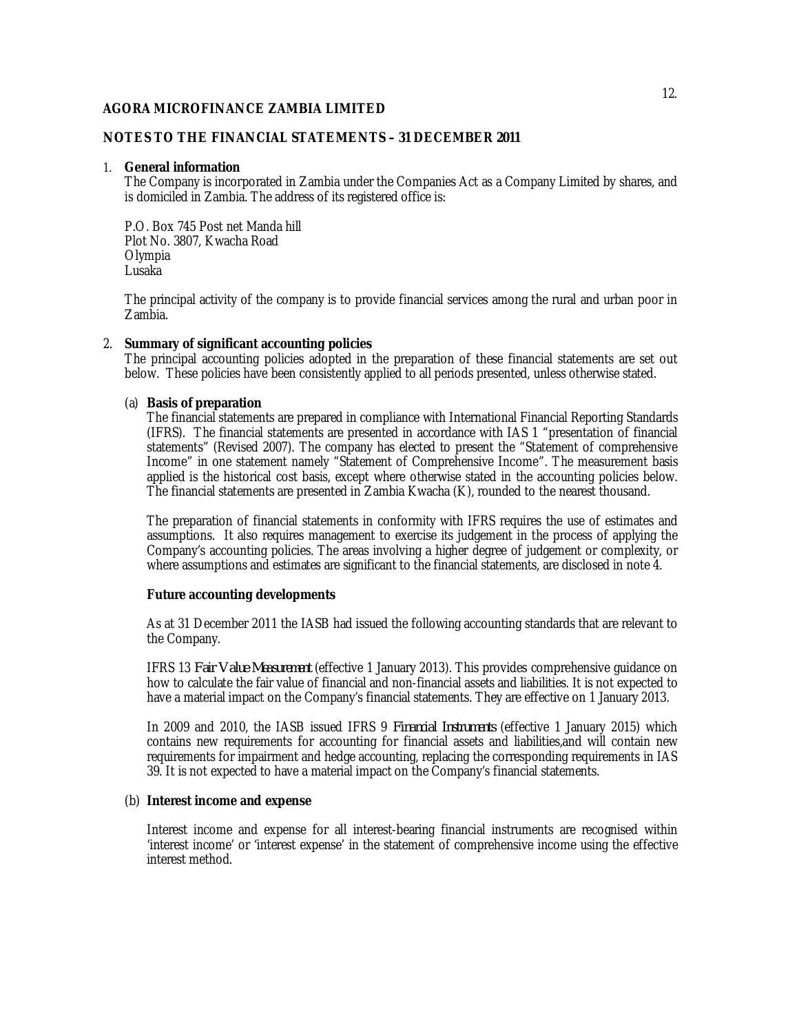**AGORA MICROFINANCE ZAMBIA LIMITED**

**NOTES TO THE FINANCIAL STATEMENTS – 31 DECEMBER 2011**

1. **General information**

   The Company is incorporated in Zambia under the Companies Act as a Company Limited by shares, and is domiciled in Zambia. The address of its registered office is:

   P.O. Box 745 Post net Manda hill
   Plot No. 3807, Kwacha Road
   Olympia
   Lusaka

   The principal activity of the company is to provide financial services among the rural and urban poor in Zambia.

2. **Summary of significant accounting policies**

   The principal accounting policies adopted in the preparation of these financial statements are set out below. These policies have been consistently applied to all periods presented, unless otherwise stated.

   (a) **Basis of preparation**

   The financial statements are prepared in compliance with International Financial Reporting Standards (IFRS). The financial statements are presented in accordance with IAS 1 "presentation of financial statements" (Revised 2007). The company has elected to present the "Statement of comprehensive Income" in one statement namely "Statement of Comprehensive Income". The measurement basis applied is the historical cost basis, except where otherwise stated in the accounting policies below. The financial statements are presented in Zambia Kwacha (K), rounded to the nearest thousand.

   The preparation of financial statements in conformity with IFRS requires the use of estimates and assumptions. It also requires management to exercise its judgement in the process of applying the Company's accounting policies. The areas involving a higher degree of judgement or complexity, or where assumptions and estimates are significant to the financial statements, are disclosed in note 4.

   **Future accounting developments**

   As at 31 December 2011 the IASB had issued the following accounting standards that are relevant to the Company.

   IFRS 13 *Fair Value Measurement* (effective 1 January 2013). This provides comprehensive guidance on how to calculate the fair value of financial and non-financial assets and liabilities. It is not expected to have a material impact on the Company's financial statements. They are effective on 1 January 2013.

   In 2009 and 2010, the IASB issued IFRS 9 *Financial Instruments* (effective 1 January 2015) which contains new requirements for accounting for financial assets and liabilities,and will contain new requirements for impairment and hedge accounting, replacing the corresponding requirements in IAS 39. It is not expected to have a material impact on the Company's financial statements.

   (b) **Interest income and expense**

   Interest income and expense for all interest-bearing financial instruments are recognised within 'interest income' or 'interest expense' in the statement of comprehensive income using the effective interest method.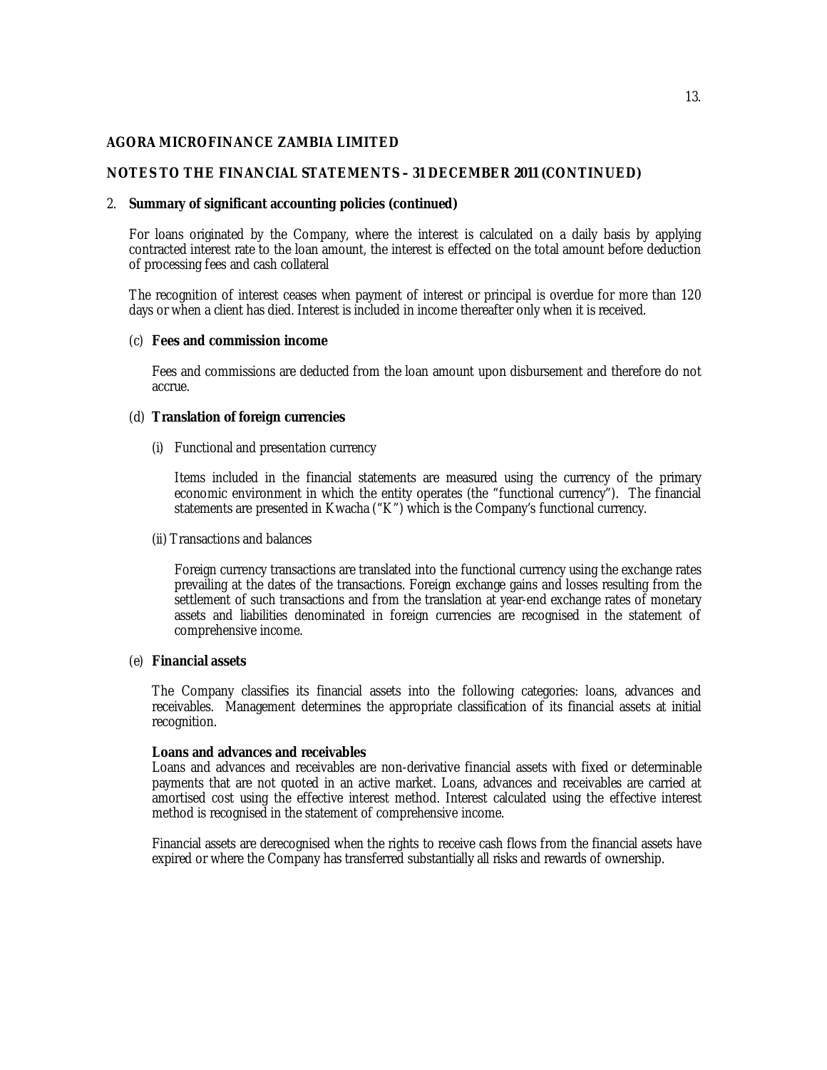**AGORA MICROFINANCE ZAMBIA LIMITED**

**NOTES TO THE FINANCIAL STATEMENTS – 31 DECEMBER 2011 (CONTINUED)**

2. **Summary of significant accounting policies (continued)**

For loans originated by the Company, where the interest is calculated on a daily basis by applying contracted interest rate to the loan amount, the interest is effected on the total amount before deduction of processing fees and cash collateral

The recognition of interest ceases when payment of interest or principal is overdue for more than 120 days or when a client has died. Interest is included in income thereafter only when it is received.

(c) **Fees and commission income**

Fees and commissions are deducted from the loan amount upon disbursement and therefore do not accrue.

(d) **Translation of foreign currencies**

(i) Functional and presentation currency

Items included in the financial statements are measured using the currency of the primary economic environment in which the entity operates (the "functional currency"). The financial statements are presented in Kwacha ("K") which is the Company's functional currency.

(ii) Transactions and balances

Foreign currency transactions are translated into the functional currency using the exchange rates prevailing at the dates of the transactions. Foreign exchange gains and losses resulting from the settlement of such transactions and from the translation at year-end exchange rates of monetary assets and liabilities denominated in foreign currencies are recognised in the statement of comprehensive income.

(e) **Financial assets**

The Company classifies its financial assets into the following categories: loans, advances and receivables. Management determines the appropriate classification of its financial assets at initial recognition.

**Loans and advances and receivables**
Loans and advances and receivables are non-derivative financial assets with fixed or determinable payments that are not quoted in an active market. Loans, advances and receivables are carried at amortised cost using the effective interest method. Interest calculated using the effective interest method is recognised in the statement of comprehensive income.

Financial assets are derecognised when the rights to receive cash flows from the financial assets have expired or where the Company has transferred substantially all risks and rewards of ownership.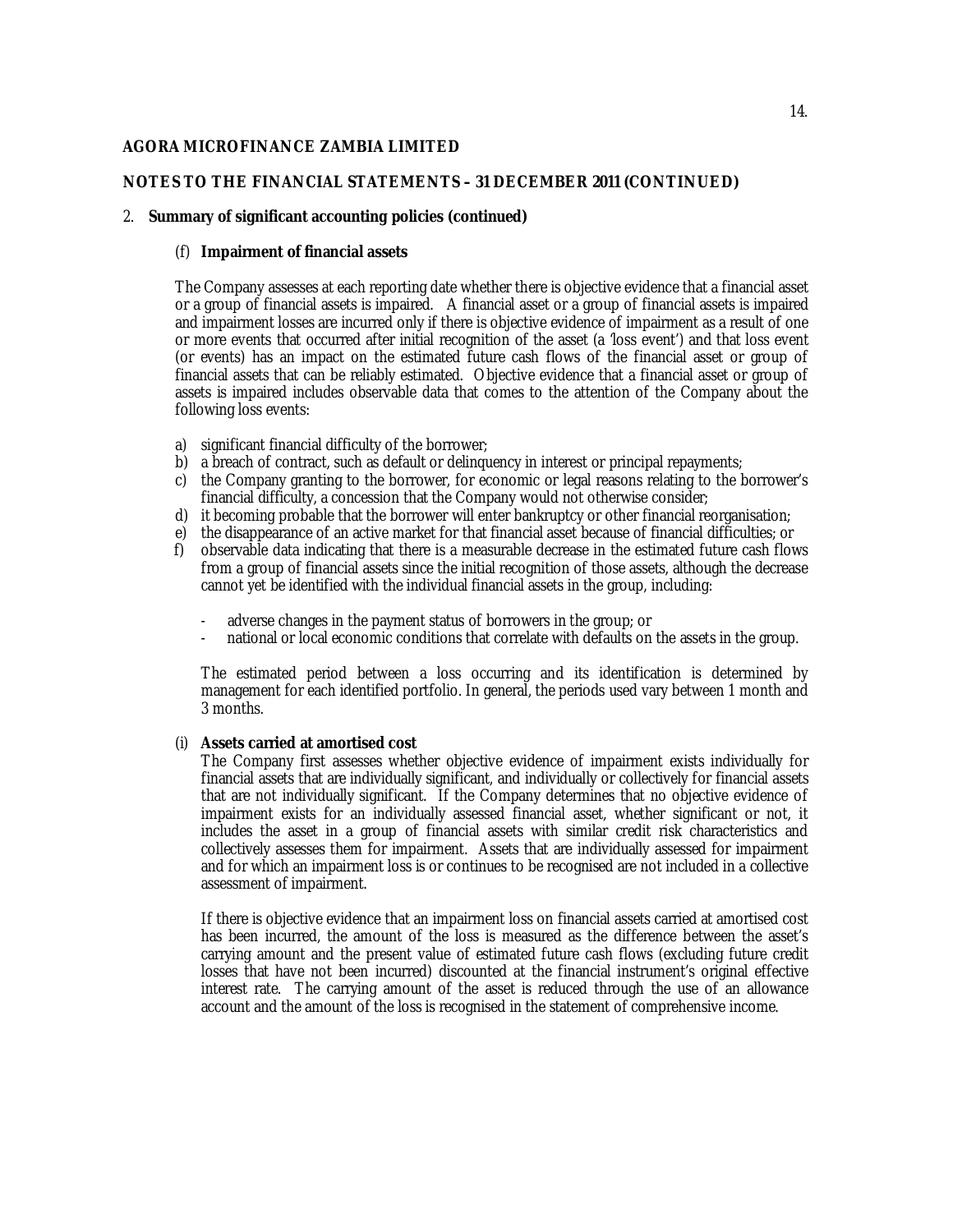**AGORA MICROFINANCE ZAMBIA LIMITED**

**NOTES TO THE FINANCIAL STATEMENTS – 31 DECEMBER 2011 (CONTINUED)**

2. **Summary of significant accounting policies (continued)**

(f) **Impairment of financial assets**

The Company assesses at each reporting date whether there is objective evidence that a financial asset or a group of financial assets is impaired. A financial asset or a group of financial assets is impaired and impairment losses are incurred only if there is objective evidence of impairment as a result of one or more events that occurred after initial recognition of the asset (a 'loss event') and that loss event (or events) has an impact on the estimated future cash flows of the financial asset or group of financial assets that can be reliably estimated. Objective evidence that a financial asset or group of assets is impaired includes observable data that comes to the attention of the Company about the following loss events:

a) significant financial difficulty of the borrower;
b) a breach of contract, such as default or delinquency in interest or principal repayments;
c) the Company granting to the borrower, for economic or legal reasons relating to the borrower's financial difficulty, a concession that the Company would not otherwise consider;
d) it becoming probable that the borrower will enter bankruptcy or other financial reorganisation;
e) the disappearance of an active market for that financial asset because of financial difficulties; or
f) observable data indicating that there is a measurable decrease in the estimated future cash flows from a group of financial assets since the initial recognition of those assets, although the decrease cannot yet be identified with the individual financial assets in the group, including:

   - adverse changes in the payment status of borrowers in the group; or
   - national or local economic conditions that correlate with defaults on the assets in the group.

The estimated period between a loss occurring and its identification is determined by management for each identified portfolio. In general, the periods used vary between 1 month and 3 months.

(i) **Assets carried at amortised cost**

The Company first assesses whether objective evidence of impairment exists individually for financial assets that are individually significant, and individually or collectively for financial assets that are not individually significant. If the Company determines that no objective evidence of impairment exists for an individually assessed financial asset, whether significant or not, it includes the asset in a group of financial assets with similar credit risk characteristics and collectively assesses them for impairment. Assets that are individually assessed for impairment and for which an impairment loss is or continues to be recognised are not included in a collective assessment of impairment.

If there is objective evidence that an impairment loss on financial assets carried at amortised cost has been incurred, the amount of the loss is measured as the difference between the asset's carrying amount and the present value of estimated future cash flows (excluding future credit losses that have not been incurred) discounted at the financial instrument's original effective interest rate. The carrying amount of the asset is reduced through the use of an allowance account and the amount of the loss is recognised in the statement of comprehensive income.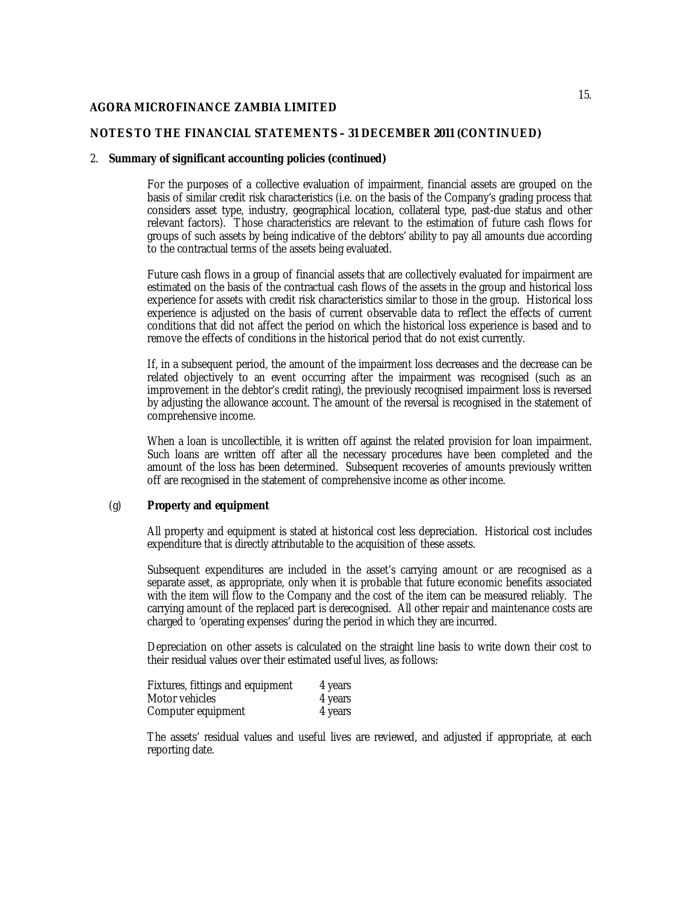**AGORA MICROFINANCE ZAMBIA LIMITED**

**NOTES TO THE FINANCIAL STATEMENTS – 31 DECEMBER 2011 (CONTINUED)**

2. **Summary of significant accounting policies (continued)**

For the purposes of a collective evaluation of impairment, financial assets are grouped on the basis of similar credit risk characteristics (i.e. on the basis of the Company's grading process that considers asset type, industry, geographical location, collateral type, past-due status and other relevant factors). Those characteristics are relevant to the estimation of future cash flows for groups of such assets by being indicative of the debtors' ability to pay all amounts due according to the contractual terms of the assets being evaluated.

Future cash flows in a group of financial assets that are collectively evaluated for impairment are estimated on the basis of the contractual cash flows of the assets in the group and historical loss experience for assets with credit risk characteristics similar to those in the group. Historical loss experience is adjusted on the basis of current observable data to reflect the effects of current conditions that did not affect the period on which the historical loss experience is based and to remove the effects of conditions in the historical period that do not exist currently.

If, in a subsequent period, the amount of the impairment loss decreases and the decrease can be related objectively to an event occurring after the impairment was recognised (such as an improvement in the debtor's credit rating), the previously recognised impairment loss is reversed by adjusting the allowance account. The amount of the reversal is recognised in the statement of comprehensive income.

When a loan is uncollectible, it is written off against the related provision for loan impairment. Such loans are written off after all the necessary procedures have been completed and the amount of the loss has been determined. Subsequent recoveries of amounts previously written off are recognised in the statement of comprehensive income as other income.

(g) **Property and equipment**

All property and equipment is stated at historical cost less depreciation. Historical cost includes expenditure that is directly attributable to the acquisition of these assets.

Subsequent expenditures are included in the asset's carrying amount or are recognised as a separate asset, as appropriate, only when it is probable that future economic benefits associated with the item will flow to the Company and the cost of the item can be measured reliably. The carrying amount of the replaced part is derecognised. All other repair and maintenance costs are charged to 'operating expenses' during the period in which they are incurred.

Depreciation on other assets is calculated on the straight line basis to write down their cost to their residual values over their estimated useful lives, as follows:

| | |
|---|---|
| Fixtures, fittings and equipment | 4 years |
| Motor vehicles | 4 years |
| Computer equipment | 4 years |

The assets' residual values and useful lives are reviewed, and adjusted if appropriate, at each reporting date.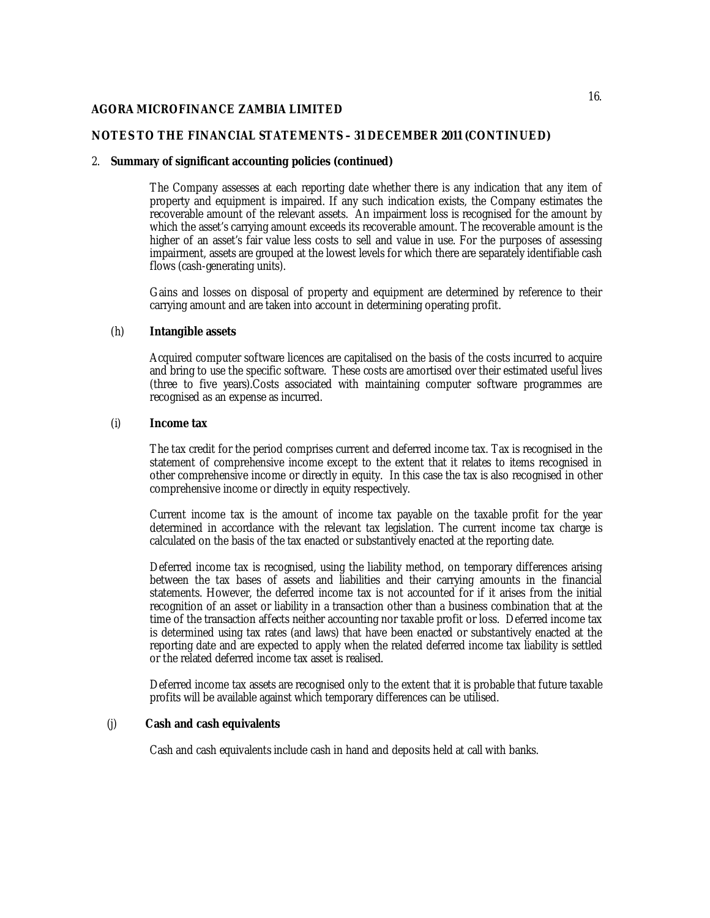## 2. Summary of significant accounting policies (continued)

The Company assesses at each reporting date whether there is any indication that any item of property and equipment is impaired. If any such indication exists, the Company estimates the recoverable amount of the relevant assets. An impairment loss is recognised for the amount by which the asset's carrying amount exceeds its recoverable amount. The recoverable amount is the higher of an asset's fair value less costs to sell and value in use. For the purposes of assessing impairment, assets are grouped at the lowest levels for which there are separately identifiable cash flows (cash-generating units).

Gains and losses on disposal of property and equipment are determined by reference to their carrying amount and are taken into account in determining operating profit.

### (h) Intangible assets

Acquired computer software licences are capitalised on the basis of the costs incurred to acquire and bring to use the specific software. These costs are amortised over their estimated useful lives (three to five years).Costs associated with maintaining computer software programmes are recognised as an expense as incurred.

### (i) Income tax

The tax credit for the period comprises current and deferred income tax. Tax is recognised in the statement of comprehensive income except to the extent that it relates to items recognised in other comprehensive income or directly in equity. In this case the tax is also recognised in other comprehensive income or directly in equity respectively.

Current income tax is the amount of income tax payable on the taxable profit for the year determined in accordance with the relevant tax legislation. The current income tax charge is calculated on the basis of the tax enacted or substantively enacted at the reporting date.

Deferred income tax is recognised, using the liability method, on temporary differences arising between the tax bases of assets and liabilities and their carrying amounts in the financial statements. However, the deferred income tax is not accounted for if it arises from the initial recognition of an asset or liability in a transaction other than a business combination that at the time of the transaction affects neither accounting nor taxable profit or loss. Deferred income tax is determined using tax rates (and laws) that have been enacted or substantively enacted at the reporting date and are expected to apply when the related deferred income tax liability is settled or the related deferred income tax asset is realised.

Deferred income tax assets are recognised only to the extent that it is probable that future taxable profits will be available against which temporary differences can be utilised.

### (j) Cash and cash equivalents

Cash and cash equivalents include cash in hand and deposits held at call with banks.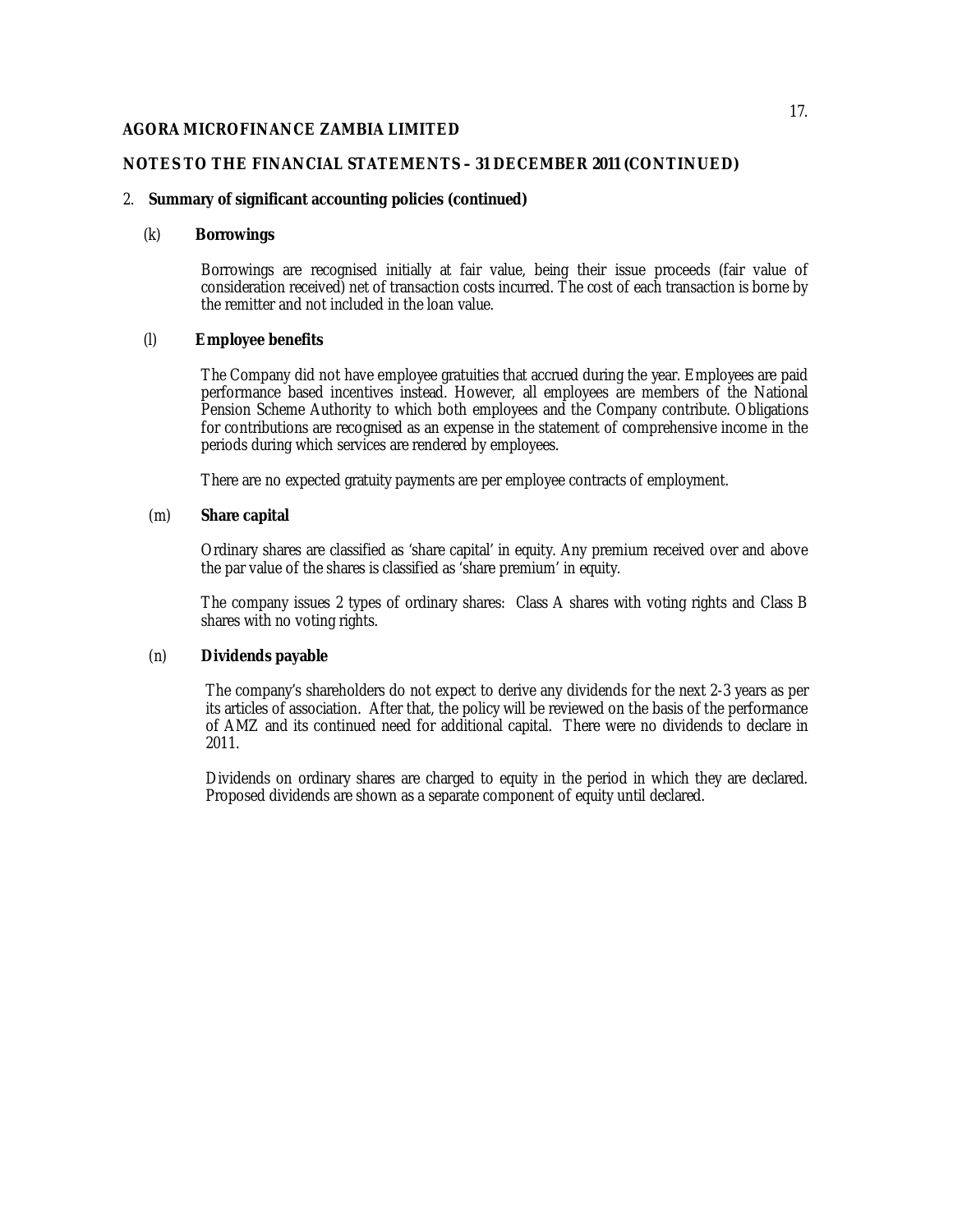**AGORA MICROFINANCE ZAMBIA LIMITED**

**NOTES TO THE FINANCIAL STATEMENTS – 31 DECEMBER 2011 (CONTINUED)**

## 2. Summary of significant accounting policies (continued)

### (k) Borrowings

Borrowings are recognised initially at fair value, being their issue proceeds (fair value of consideration received) net of transaction costs incurred. The cost of each transaction is borne by the remitter and not included in the loan value.

### (l) Employee benefits

The Company did not have employee gratuities that accrued during the year. Employees are paid performance based incentives instead. However, all employees are members of the National Pension Scheme Authority to which both employees and the Company contribute. Obligations for contributions are recognised as an expense in the statement of comprehensive income in the periods during which services are rendered by employees.

There are no expected gratuity payments are per employee contracts of employment.

### (m) Share capital

Ordinary shares are classified as 'share capital' in equity. Any premium received over and above the par value of the shares is classified as 'share premium' in equity.

The company issues 2 types of ordinary shares: Class A shares with voting rights and Class B shares with no voting rights.

### (n) Dividends payable

The company's shareholders do not expect to derive any dividends for the next 2-3 years as per its articles of association. After that, the policy will be reviewed on the basis of the performance of AMZ and its continued need for additional capital. There were no dividends to declare in 2011.

Dividends on ordinary shares are charged to equity in the period in which they are declared. Proposed dividends are shown as a separate component of equity until declared.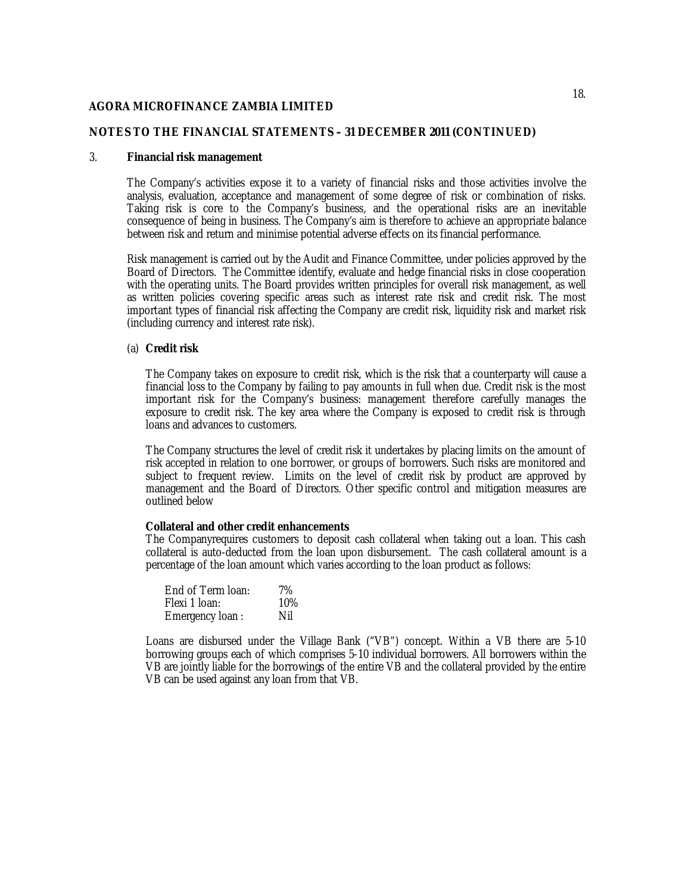**AGORA MICROFINANCE ZAMBIA LIMITED**

**NOTES TO THE FINANCIAL STATEMENTS – 31 DECEMBER 2011 (CONTINUED)**

## 3. Financial risk management

The Company's activities expose it to a variety of financial risks and those activities involve the analysis, evaluation, acceptance and management of some degree of risk or combination of risks. Taking risk is core to the Company's business, and the operational risks are an inevitable consequence of being in business. The Company's aim is therefore to achieve an appropriate balance between risk and return and minimise potential adverse effects on its financial performance.

Risk management is carried out by the Audit and Finance Committee, under policies approved by the Board of Directors. The Committee identify, evaluate and hedge financial risks in close cooperation with the operating units. The Board provides written principles for overall risk management, as well as written policies covering specific areas such as interest rate risk and credit risk. The most important types of financial risk affecting the Company are credit risk, liquidity risk and market risk (including currency and interest rate risk).

### (a) Credit risk

The Company takes on exposure to credit risk, which is the risk that a counterparty will cause a financial loss to the Company by failing to pay amounts in full when due. Credit risk is the most important risk for the Company's business: management therefore carefully manages the exposure to credit risk. The key area where the Company is exposed to credit risk is through loans and advances to customers.

The Company structures the level of credit risk it undertakes by placing limits on the amount of risk accepted in relation to one borrower, or groups of borrowers. Such risks are monitored and subject to frequent review. Limits on the level of credit risk by product are approved by management and the Board of Directors. Other specific control and mitigation measures are outlined below

**Collateral and other credit enhancements**

The Companyrequires customers to deposit cash collateral when taking out a loan. This cash collateral is auto-deducted from the loan upon disbursement. The cash collateral amount is a percentage of the loan amount which varies according to the loan product as follows:

| | |
|---|---|
| End of Term loan: | 7% |
| Flexi 1 loan: | 10% |
| Emergency loan : | Nil |

Loans are disbursed under the Village Bank ("VB") concept. Within a VB there are 5-10 borrowing groups each of which comprises 5-10 individual borrowers. All borrowers within the VB are jointly liable for the borrowings of the entire VB and the collateral provided by the entire VB can be used against any loan from that VB.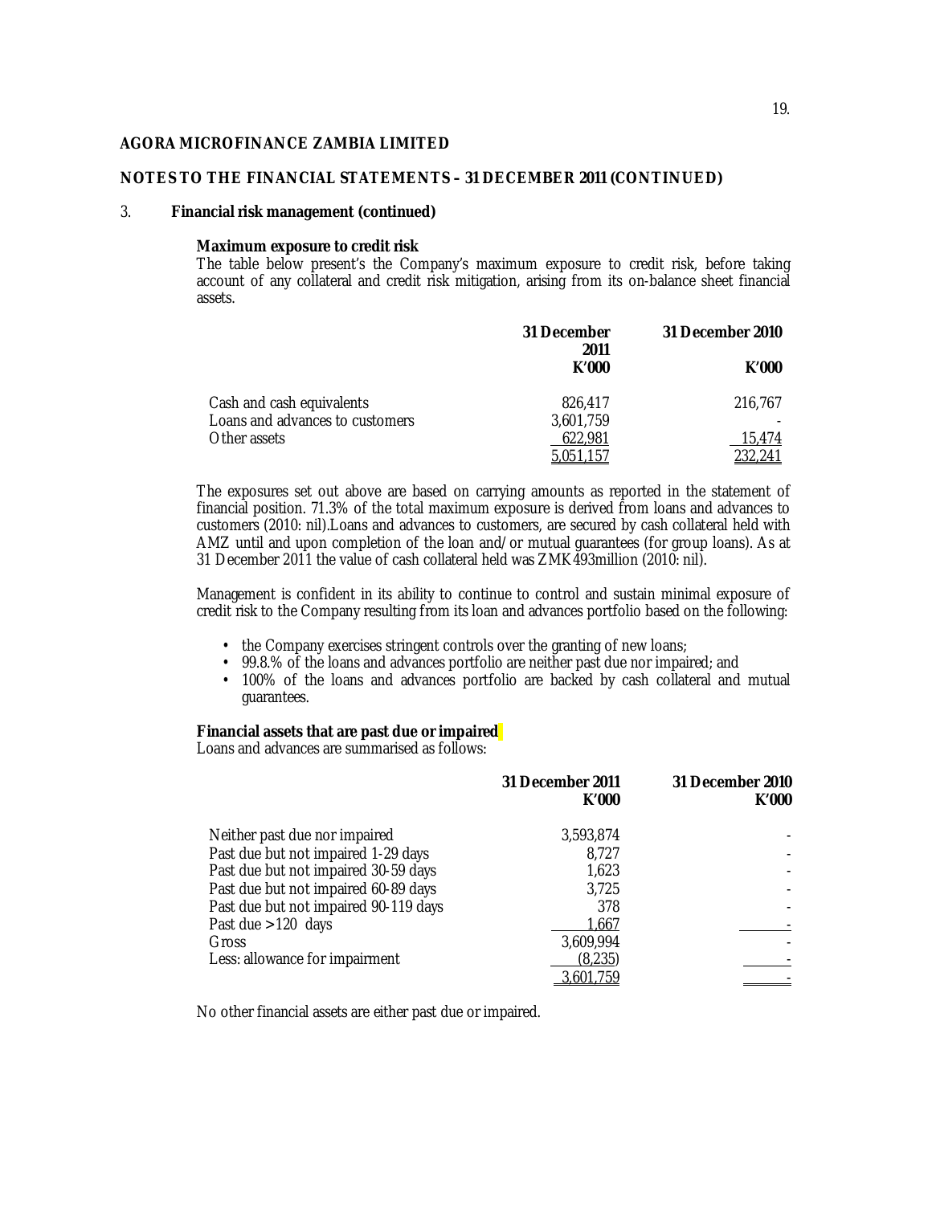**AGORA MICROFINANCE ZAMBIA LIMITED**

**NOTES TO THE FINANCIAL STATEMENTS – 31 DECEMBER 2011 (CONTINUED)**

## 3. Financial risk management (continued)

**Maximum exposure to credit risk**

The table below present's the Company's maximum exposure to credit risk, before taking account of any collateral and credit risk mitigation, arising from its on-balance sheet financial assets.

| | 31 December 2011 K'000 | 31 December 2010 K'000 |
|---|---|---|
| Cash and cash equivalents | 826,417 | 216,767 |
| Loans and advances to customers | 3,601,759 | - |
| Other assets | 622,981 | 15,474 |
| | 5,051,157 | 232,241 |

The exposures set out above are based on carrying amounts as reported in the statement of financial position. 71.3% of the total maximum exposure is derived from loans and advances to customers (2010: nil).Loans and advances to customers, are secured by cash collateral held with AMZ until and upon completion of the loan and/or mutual guarantees (for group loans). As at 31 December 2011 the value of cash collateral held was ZMK493million (2010: nil).

Management is confident in its ability to continue to control and sustain minimal exposure of credit risk to the Company resulting from its loan and advances portfolio based on the following:

- the Company exercises stringent controls over the granting of new loans;
- 99.8.% of the loans and advances portfolio are neither past due nor impaired; and
- 100% of the loans and advances portfolio are backed by cash collateral and mutual guarantees.

**Financial assets that are past due or impaired**

Loans and advances are summarised as follows:

| | 31 December 2011 K'000 | 31 December 2010 K'000 |
|---|---|---|
| Neither past due nor impaired | 3,593,874 | - |
| Past due but not impaired 1-29 days | 8,727 | - |
| Past due but not impaired 30-59 days | 1,623 | - |
| Past due but not impaired 60-89 days | 3,725 | - |
| Past due but not impaired 90-119 days | 378 | - |
| Past due >120 days | 1,667 | - |
| Gross | 3,609,994 | - |
| Less: allowance for impairment | (8,235) | - |
| | 3,601,759 | - |

No other financial assets are either past due or impaired.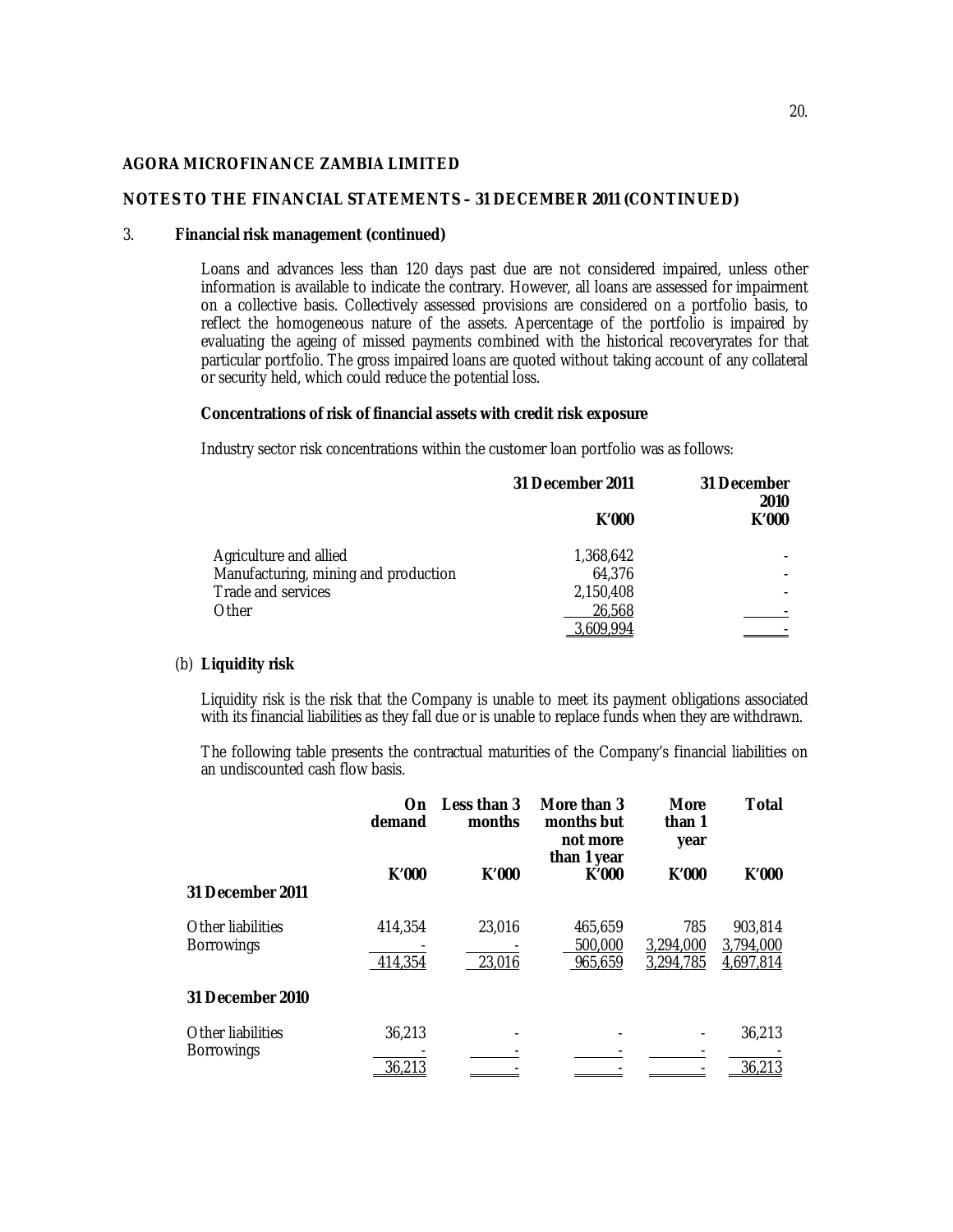**AGORA MICROFINANCE ZAMBIA LIMITED**

**NOTES TO THE FINANCIAL STATEMENTS – 31 DECEMBER 2011 (CONTINUED)**

3. **Financial risk management (continued)**

Loans and advances less than 120 days past due are not considered impaired, unless other information is available to indicate the contrary. However, all loans are assessed for impairment on a collective basis. Collectively assessed provisions are considered on a portfolio basis, to reflect the homogeneous nature of the assets. Apercentage of the portfolio is impaired by evaluating the ageing of missed payments combined with the historical recoveryrates for that particular portfolio. The gross impaired loans are quoted without taking account of any collateral or security held, which could reduce the potential loss.

**Concentrations of risk of financial assets with credit risk exposure**

Industry sector risk concentrations within the customer loan portfolio was as follows:

| | 31 December 2011 | 31 December 2010 |
|---|---|---|
| | K'000 | K'000 |
| Agriculture and allied | 1,368,642 | - |
| Manufacturing, mining and production | 64,376 | - |
| Trade and services | 2,150,408 | - |
| Other | 26,568 | - |
| | 3,609,994 | - |

(b) **Liquidity risk**

Liquidity risk is the risk that the Company is unable to meet its payment obligations associated with its financial liabilities as they fall due or is unable to replace funds when they are withdrawn.

The following table presents the contractual maturities of the Company's financial liabilities on an undiscounted cash flow basis.

| | On demand | Less than 3 months | More than 3 months but not more than 1 year | More than 1 year | Total |
|---|---|---|---|---|---|
| | K'000 | K'000 | K'000 | K'000 | K'000 |
| **31 December 2011** | | | | | |
| Other liabilities | 414,354 | 23,016 | 465,659 | 785 | 903,814 |
| Borrowings | - | - | 500,000 | 3,294,000 | 3,794,000 |
| | 414,354 | 23,016 | 965,659 | 3,294,785 | 4,697,814 |
| **31 December 2010** | | | | | |
| Other liabilities | 36,213 | - | - | - | 36,213 |
| Borrowings | - | - | - | - | - |
| | 36,213 | - | - | - | 36,213 |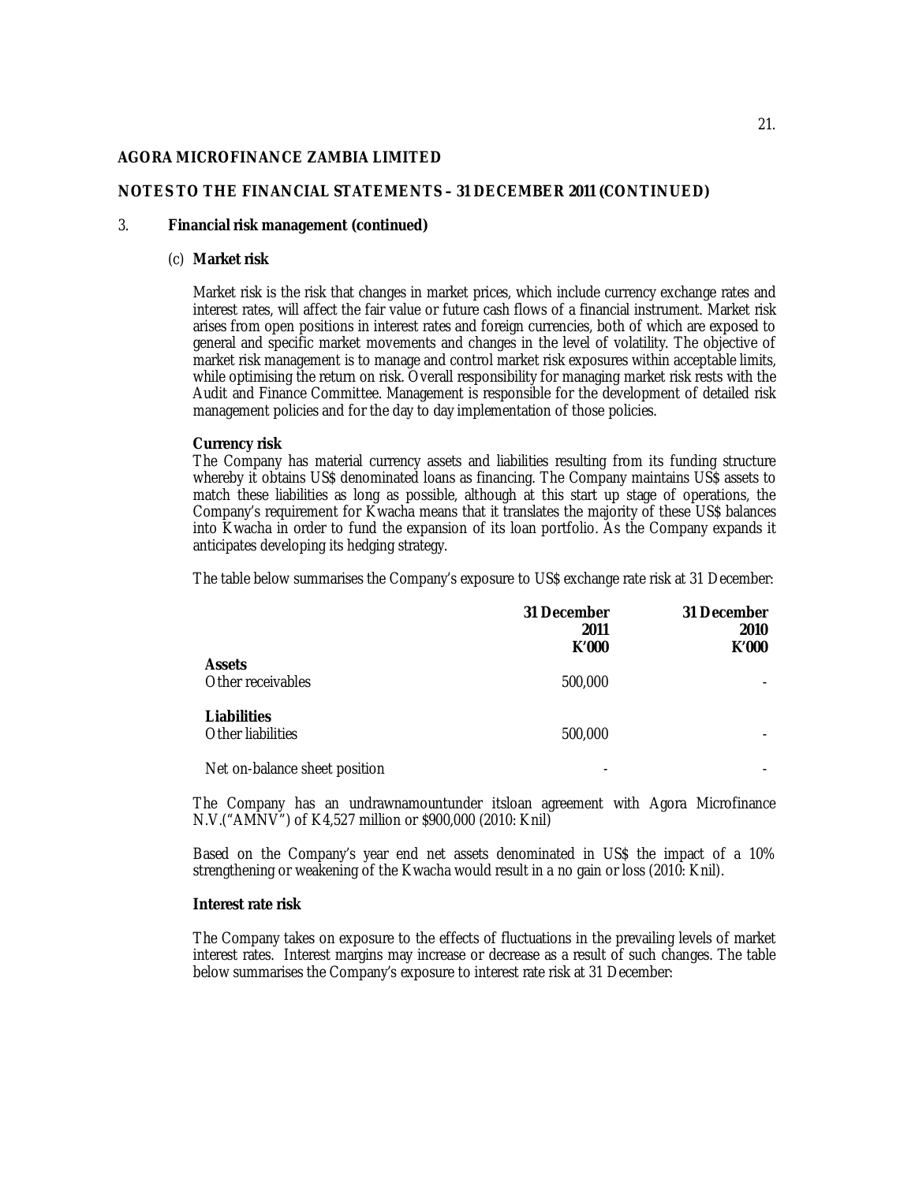**AGORA MICROFINANCE ZAMBIA LIMITED**

**NOTES TO THE FINANCIAL STATEMENTS – 31 DECEMBER 2011 (CONTINUED)**

3. **Financial risk management (continued)**

(c) **Market risk**

Market risk is the risk that changes in market prices, which include currency exchange rates and interest rates, will affect the fair value or future cash flows of a financial instrument. Market risk arises from open positions in interest rates and foreign currencies, both of which are exposed to general and specific market movements and changes in the level of volatility. The objective of market risk management is to manage and control market risk exposures within acceptable limits, while optimising the return on risk. Overall responsibility for managing market risk rests with the Audit and Finance Committee. Management is responsible for the development of detailed risk management policies and for the day to day implementation of those policies.

**Currency risk**

The Company has material currency assets and liabilities resulting from its funding structure whereby it obtains US$ denominated loans as financing. The Company maintains US$ assets to match these liabilities as long as possible, although at this start up stage of operations, the Company's requirement for Kwacha means that it translates the majority of these US$ balances into Kwacha in order to fund the expansion of its loan portfolio. As the Company expands it anticipates developing its hedging strategy.

The table below summarises the Company's exposure to US$ exchange rate risk at 31 December:

| | 31 December 2011 K'000 | 31 December 2010 K'000 |
|---|---|---|
| **Assets** | | |
| Other receivables | 500,000 | - |
| **Liabilities** | | |
| Other liabilities | 500,000 | - |
| Net on-balance sheet position | - | - |

The Company has an undrawnamountunder itsloan agreement with Agora Microfinance N.V.("AMNV") of K4,527 million or $900,000 (2010: Knil)

Based on the Company's year end net assets denominated in US$ the impact of a 10% strengthening or weakening of the Kwacha would result in a no gain or loss (2010: Knil).

**Interest rate risk**

The Company takes on exposure to the effects of fluctuations in the prevailing levels of market interest rates. Interest margins may increase or decrease as a result of such changes. The table below summarises the Company's exposure to interest rate risk at 31 December: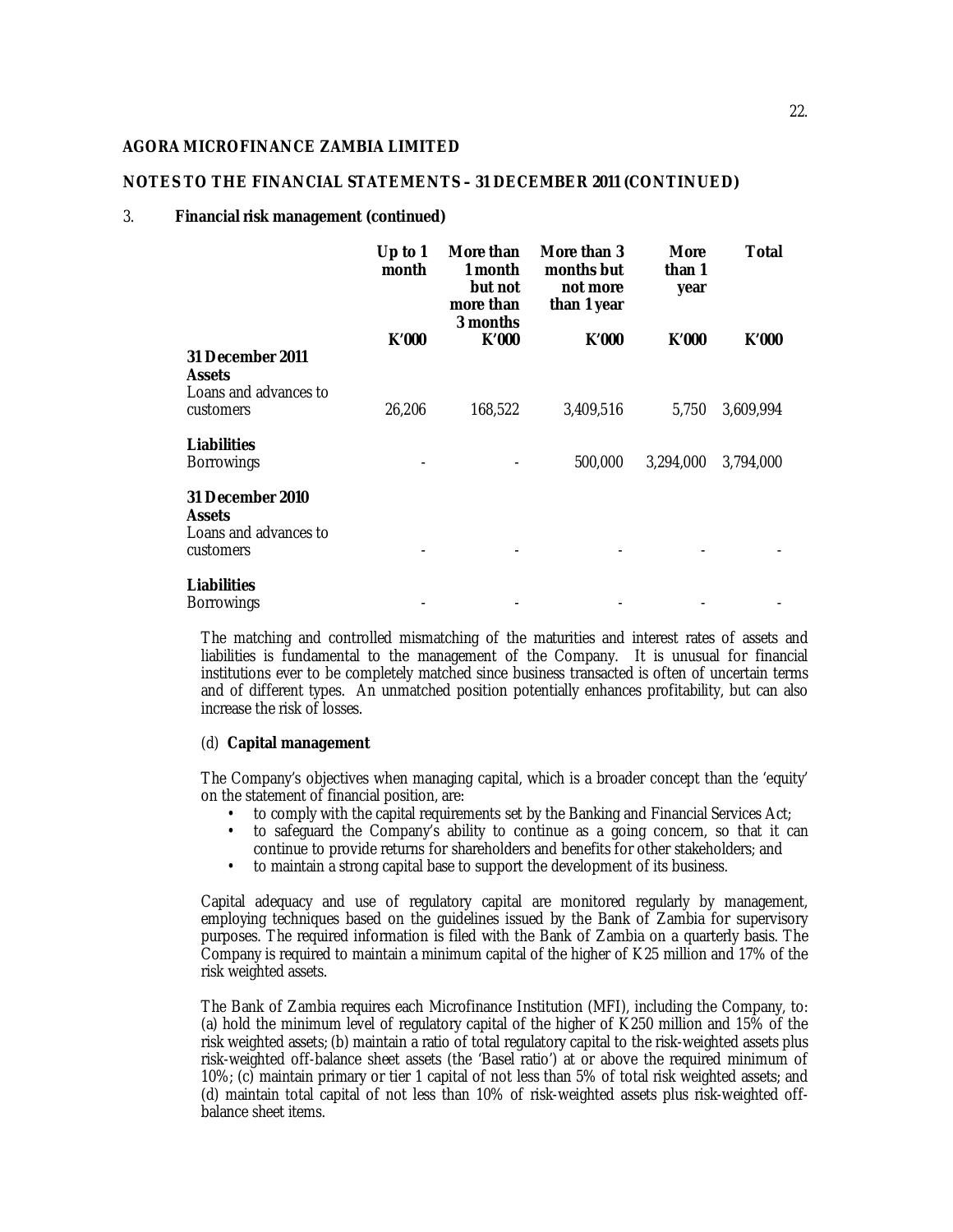**AGORA MICROFINANCE ZAMBIA LIMITED**

**NOTES TO THE FINANCIAL STATEMENTS – 31 DECEMBER 2011 (CONTINUED)**

3. **Financial risk management (continued)**

| | Up to 1 month | More than 1 month but not more than 3 months | More than 3 months but not more than 1 year | More than 1 year | Total |
|---|---|---|---|---|---|
| | K'000 | K'000 | K'000 | K'000 | K'000 |
| **31 December 2011** | | | | | |
| **Assets** | | | | | |
| Loans and advances to customers | 26,206 | 168,522 | 3,409,516 | 5,750 | 3,609,994 |
| **Liabilities** | | | | | |
| Borrowings | - | - | 500,000 | 3,294,000 | 3,794,000 |
| **31 December 2010** | | | | | |
| **Assets** | | | | | |
| Loans and advances to customers | - | - | - | - | - |
| **Liabilities** | | | | | |
| Borrowings | - | - | - | - | - |

The matching and controlled mismatching of the maturities and interest rates of assets and liabilities is fundamental to the management of the Company. It is unusual for financial institutions ever to be completely matched since business transacted is often of uncertain terms and of different types. An unmatched position potentially enhances profitability, but can also increase the risk of losses.

(d) **Capital management**

The Company's objectives when managing capital, which is a broader concept than the 'equity' on the statement of financial position, are:

- to comply with the capital requirements set by the Banking and Financial Services Act;
- to safeguard the Company's ability to continue as a going concern, so that it can continue to provide returns for shareholders and benefits for other stakeholders; and
- to maintain a strong capital base to support the development of its business.

Capital adequacy and use of regulatory capital are monitored regularly by management, employing techniques based on the guidelines issued by the Bank of Zambia for supervisory purposes. The required information is filed with the Bank of Zambia on a quarterly basis. The Company is required to maintain a minimum capital of the higher of K25 million and 17% of the risk weighted assets.

The Bank of Zambia requires each Microfinance Institution (MFI), including the Company, to: (a) hold the minimum level of regulatory capital of the higher of K250 million and 15% of the risk weighted assets; (b) maintain a ratio of total regulatory capital to the risk-weighted assets plus risk-weighted off-balance sheet assets (the 'Basel ratio') at or above the required minimum of 10%; (c) maintain primary or tier 1 capital of not less than 5% of total risk weighted assets; and (d) maintain total capital of not less than 10% of risk-weighted assets plus risk-weighted off-balance sheet items.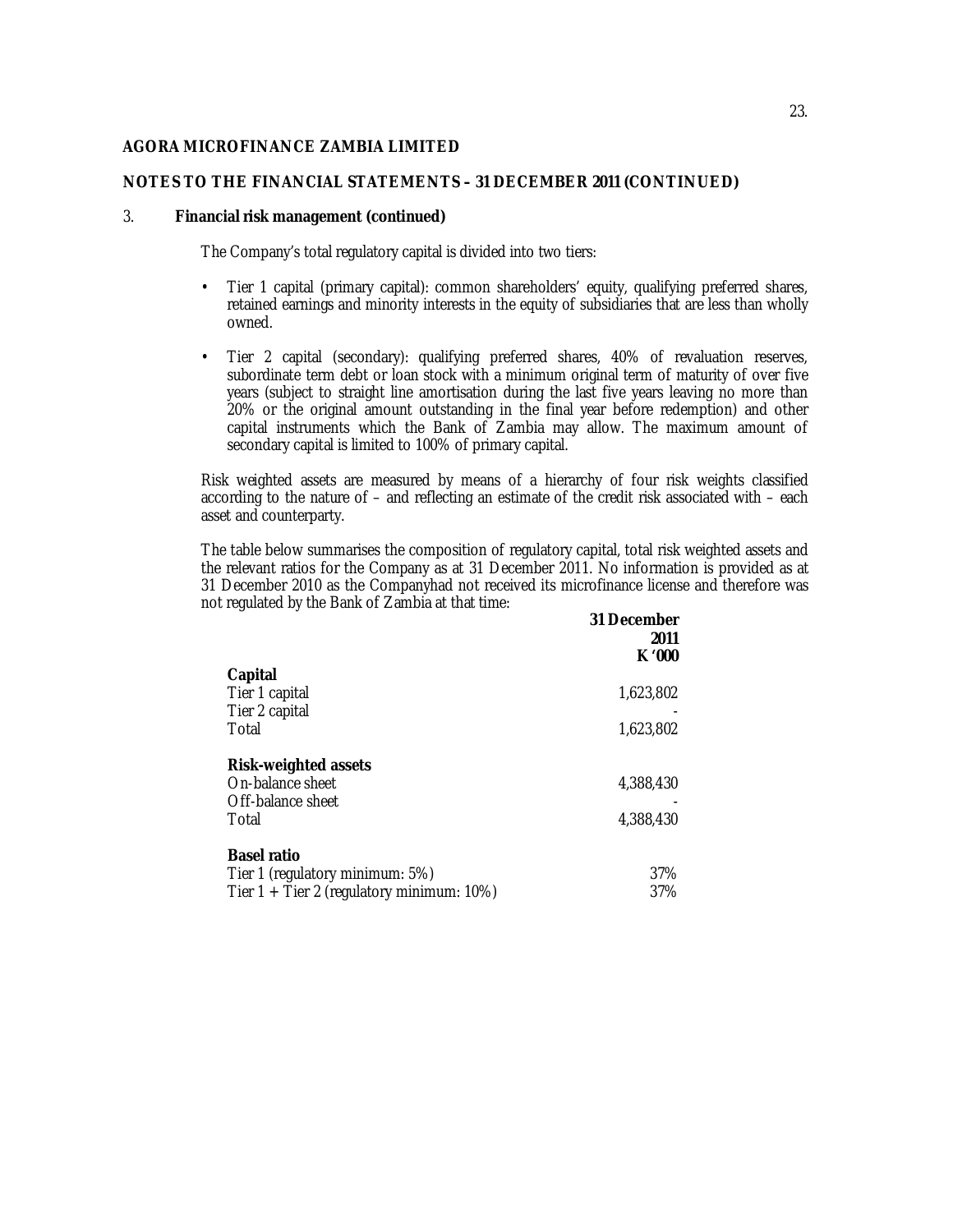**AGORA MICROFINANCE ZAMBIA LIMITED**

**NOTES TO THE FINANCIAL STATEMENTS – 31 DECEMBER 2011 (CONTINUED)**

3. **Financial risk management (continued)**

The Company's total regulatory capital is divided into two tiers:

- Tier 1 capital (primary capital): common shareholders' equity, qualifying preferred shares, retained earnings and minority interests in the equity of subsidiaries that are less than wholly owned.

- Tier 2 capital (secondary): qualifying preferred shares, 40% of revaluation reserves, subordinate term debt or loan stock with a minimum original term of maturity of over five years (subject to straight line amortisation during the last five years leaving no more than 20% or the original amount outstanding in the final year before redemption) and other capital instruments which the Bank of Zambia may allow. The maximum amount of secondary capital is limited to 100% of primary capital.

Risk weighted assets are measured by means of a hierarchy of four risk weights classified according to the nature of – and reflecting an estimate of the credit risk associated with – each asset and counterparty.

The table below summarises the composition of regulatory capital, total risk weighted assets and the relevant ratios for the Company as at 31 December 2011. No information is provided as at 31 December 2010 as the Companyhad not received its microfinance license and therefore was not regulated by the Bank of Zambia at that time:

| | **31 December 2011 K '000** |
|---|---|
| **Capital** | |
| Tier 1 capital | 1,623,802 |
| Tier 2 capital | - |
| Total | 1,623,802 |
| **Risk-weighted assets** | |
| On-balance sheet | 4,388,430 |
| Off-balance sheet | - |
| Total | 4,388,430 |
| **Basel ratio** | |
| Tier 1 (regulatory minimum: 5%) | 37% |
| Tier 1 + Tier 2 (regulatory minimum: 10%) | 37% |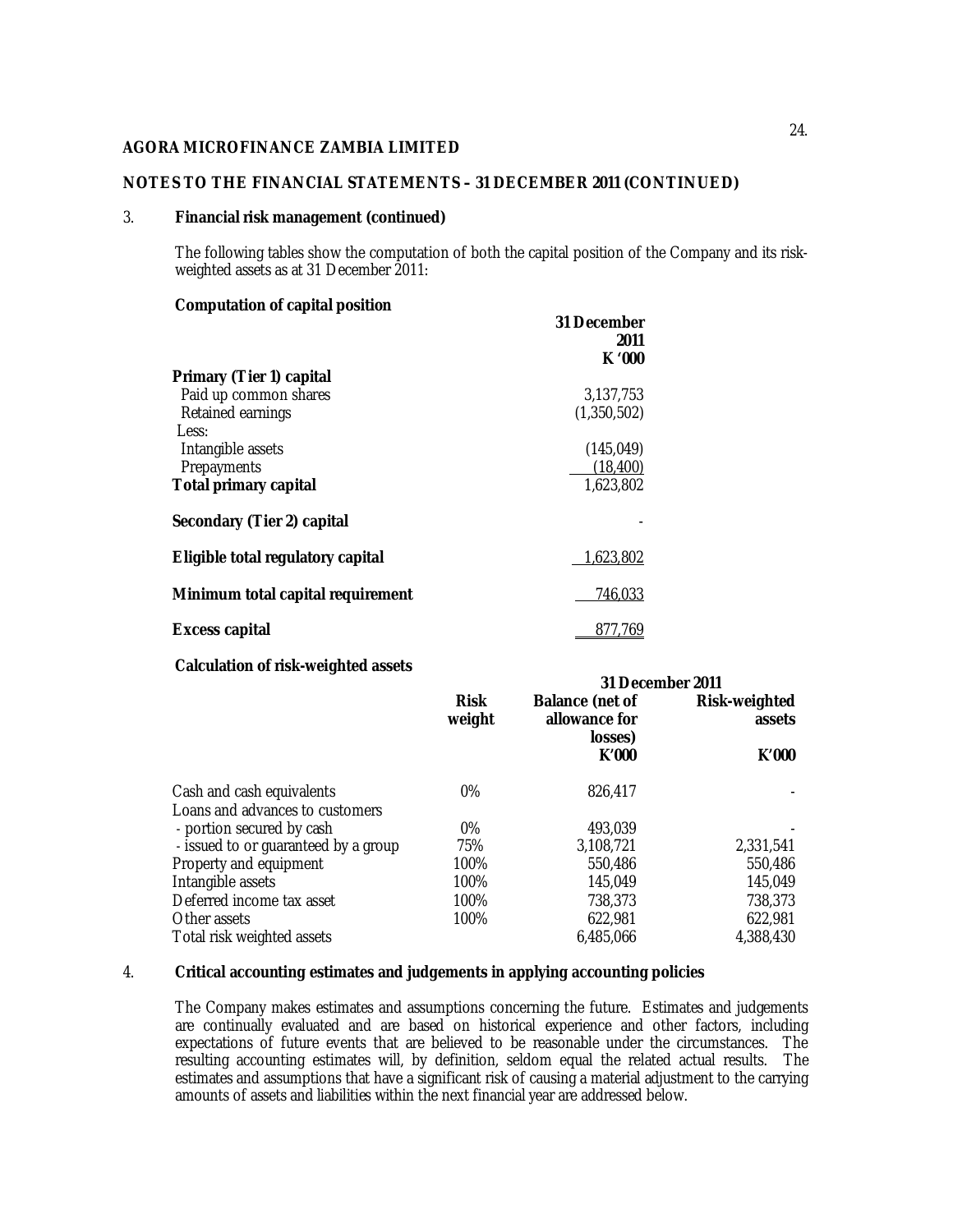**AGORA MICROFINANCE ZAMBIA LIMITED**

**NOTES TO THE FINANCIAL STATEMENTS – 31 DECEMBER 2011 (CONTINUED)**

3. **Financial risk management (continued)**

The following tables show the computation of both the capital position of the Company and its risk-weighted assets as at 31 December 2011:

**Computation of capital position**

| | **31 December 2011 K '000** |
|---|---|
| **Primary (Tier 1) capital** | |
| Paid up common shares | 3,137,753 |
| Retained earnings | (1,350,502) |
| Less: | |
| Intangible assets | (145,049) |
| Prepayments | (18,400) |
| **Total primary capital** | 1,623,802 |
| **Secondary (Tier 2) capital** | - |
| **Eligible total regulatory capital** | 1,623,802 |
| **Minimum total capital requirement** | 746,033 |
| **Excess capital** | 877,769 |

**Calculation of risk-weighted assets**

| | **Risk weight** | **31 December 2011** | |
|---|---|---|---|
| | | **Balance (net of allowance for losses) K'000** | **Risk-weighted assets K'000** |
| Cash and cash equivalents | 0% | 826,417 | - |
| Loans and advances to customers | | | |
| - portion secured by cash | 0% | 493,039 | - |
| - issued to or guaranteed by a group | 75% | 3,108,721 | 2,331,541 |
| Property and equipment | 100% | 550,486 | 550,486 |
| Intangible assets | 100% | 145,049 | 145,049 |
| Deferred income tax asset | 100% | 738,373 | 738,373 |
| Other assets | 100% | 622,981 | 622,981 |
| Total risk weighted assets | | 6,485,066 | 4,388,430 |

4. **Critical accounting estimates and judgements in applying accounting policies**

The Company makes estimates and assumptions concerning the future. Estimates and judgements are continually evaluated and are based on historical experience and other factors, including expectations of future events that are believed to be reasonable under the circumstances. The resulting accounting estimates will, by definition, seldom equal the related actual results. The estimates and assumptions that have a significant risk of causing a material adjustment to the carrying amounts of assets and liabilities within the next financial year are addressed below.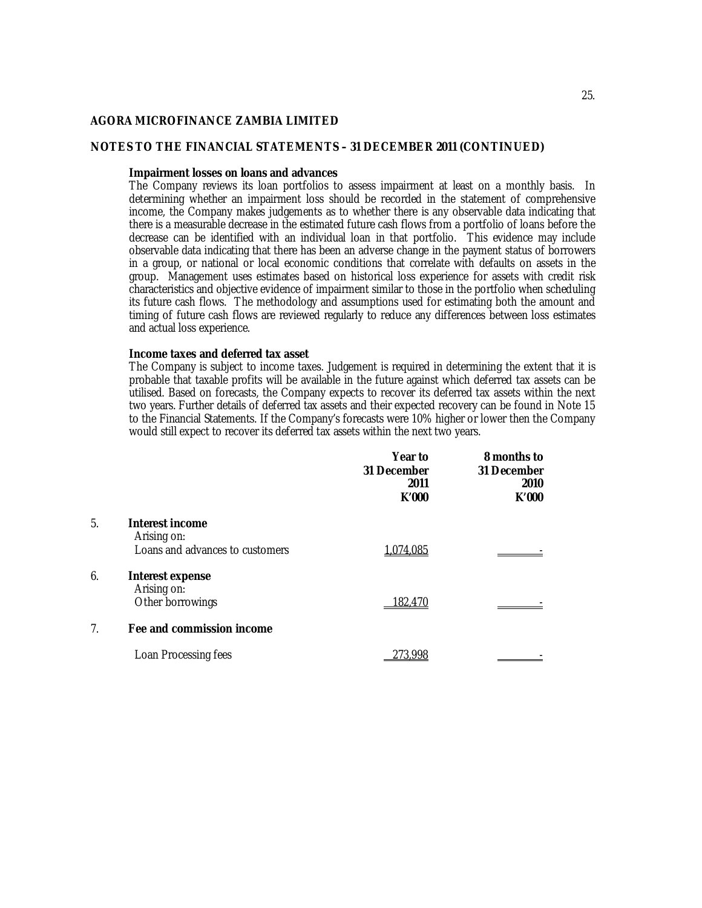**AGORA MICROFINANCE ZAMBIA LIMITED**

**NOTES TO THE FINANCIAL STATEMENTS – 31 DECEMBER 2011 (CONTINUED)**

**Impairment losses on loans and advances**

The Company reviews its loan portfolios to assess impairment at least on a monthly basis. In determining whether an impairment loss should be recorded in the statement of comprehensive income, the Company makes judgements as to whether there is any observable data indicating that there is a measurable decrease in the estimated future cash flows from a portfolio of loans before the decrease can be identified with an individual loan in that portfolio. This evidence may include observable data indicating that there has been an adverse change in the payment status of borrowers in a group, or national or local economic conditions that correlate with defaults on assets in the group. Management uses estimates based on historical loss experience for assets with credit risk characteristics and objective evidence of impairment similar to those in the portfolio when scheduling its future cash flows. The methodology and assumptions used for estimating both the amount and timing of future cash flows are reviewed regularly to reduce any differences between loss estimates and actual loss experience.

**Income taxes and deferred tax asset**

The Company is subject to income taxes. Judgement is required in determining the extent that it is probable that taxable profits will be available in the future against which deferred tax assets can be utilised. Based on forecasts, the Company expects to recover its deferred tax assets within the next two years. Further details of deferred tax assets and their expected recovery can be found in Note 15 to the Financial Statements. If the Company's forecasts were 10% higher or lower then the Company would still expect to recover its deferred tax assets within the next two years.

| | | Year to 31 December 2011 K'000 | 8 months to 31 December 2010 K'000 |
|---|---|---|---|
| 5. | **Interest income** | | |
| | Arising on: | | |
| | Loans and advances to customers | 1,074,085 | - |
| 6. | **Interest expense** | | |
| | Arising on: | | |
| | Other borrowings | 182,470 | - |
| 7. | **Fee and commission income** | | |
| | Loan Processing fees | 273,998 | - |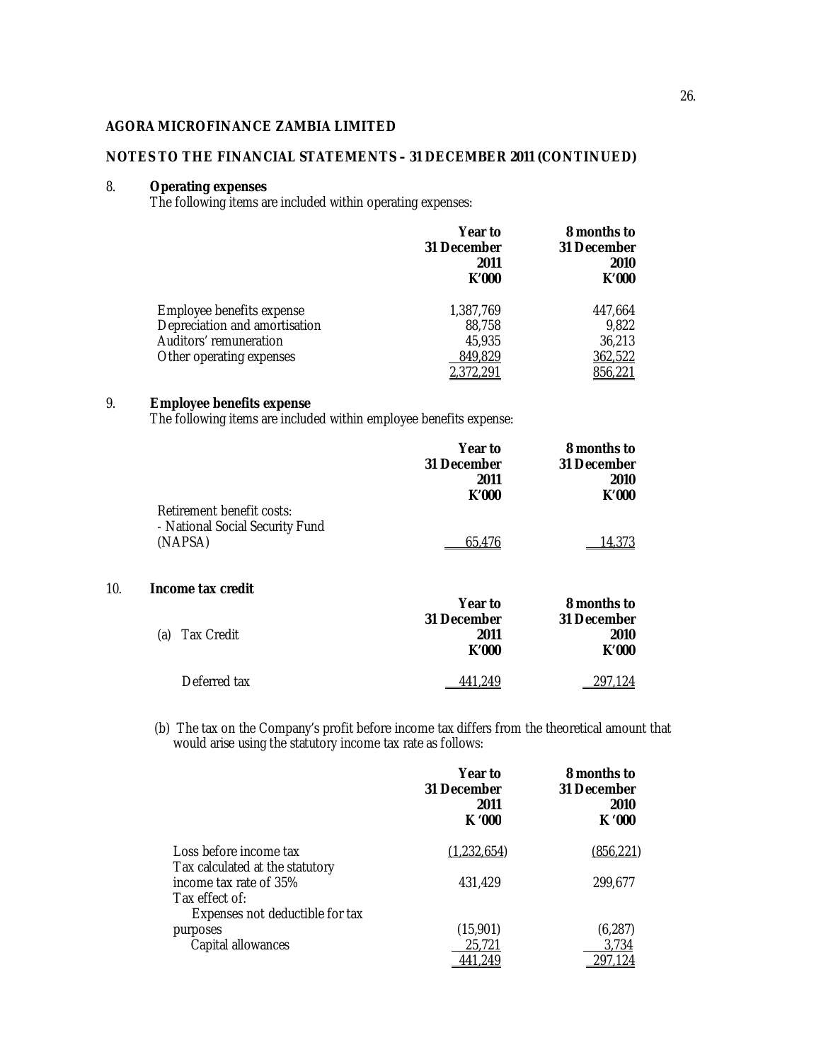**AGORA MICROFINANCE ZAMBIA LIMITED**

**NOTES TO THE FINANCIAL STATEMENTS – 31 DECEMBER 2011 (CONTINUED)**

## 8. Operating expenses

The following items are included within operating expenses:

| | Year to 31 December 2011 K'000 | 8 months to 31 December 2010 K'000 |
|---|---|---|
| Employee benefits expense | 1,387,769 | 447,664 |
| Depreciation and amortisation | 88,758 | 9,822 |
| Auditors' remuneration | 45,935 | 36,213 |
| Other operating expenses | 849,829 | 362,522 |
| | 2,372,291 | 856,221 |

## 9. Employee benefits expense

The following items are included within employee benefits expense:

| | Year to 31 December 2011 K'000 | 8 months to 31 December 2010 K'000 |
|---|---|---|
| Retirement benefit costs: | | |
| - National Social Security Fund (NAPSA) | 65,476 | 14,373 |

## 10. Income tax credit

| (a) Tax Credit | Year to 31 December 2011 K'000 | 8 months to 31 December 2010 K'000 |
|---|---|---|
| Deferred tax | 441,249 | 297,124 |

(b) The tax on the Company's profit before income tax differs from the theoretical amount that would arise using the statutory income tax rate as follows:

| | Year to 31 December 2011 K '000 | 8 months to 31 December 2010 K '000 |
|---|---|---|
| Loss before income tax | (1,232,654) | (856,221) |
| Tax calculated at the statutory income tax rate of 35% | 431,429 | 299,677 |
| Tax effect of: | | |
| Expenses not deductible for tax purposes | (15,901) | (6,287) |
| Capital allowances | 25,721 | 3,734 |
| | 441,249 | 297,124 |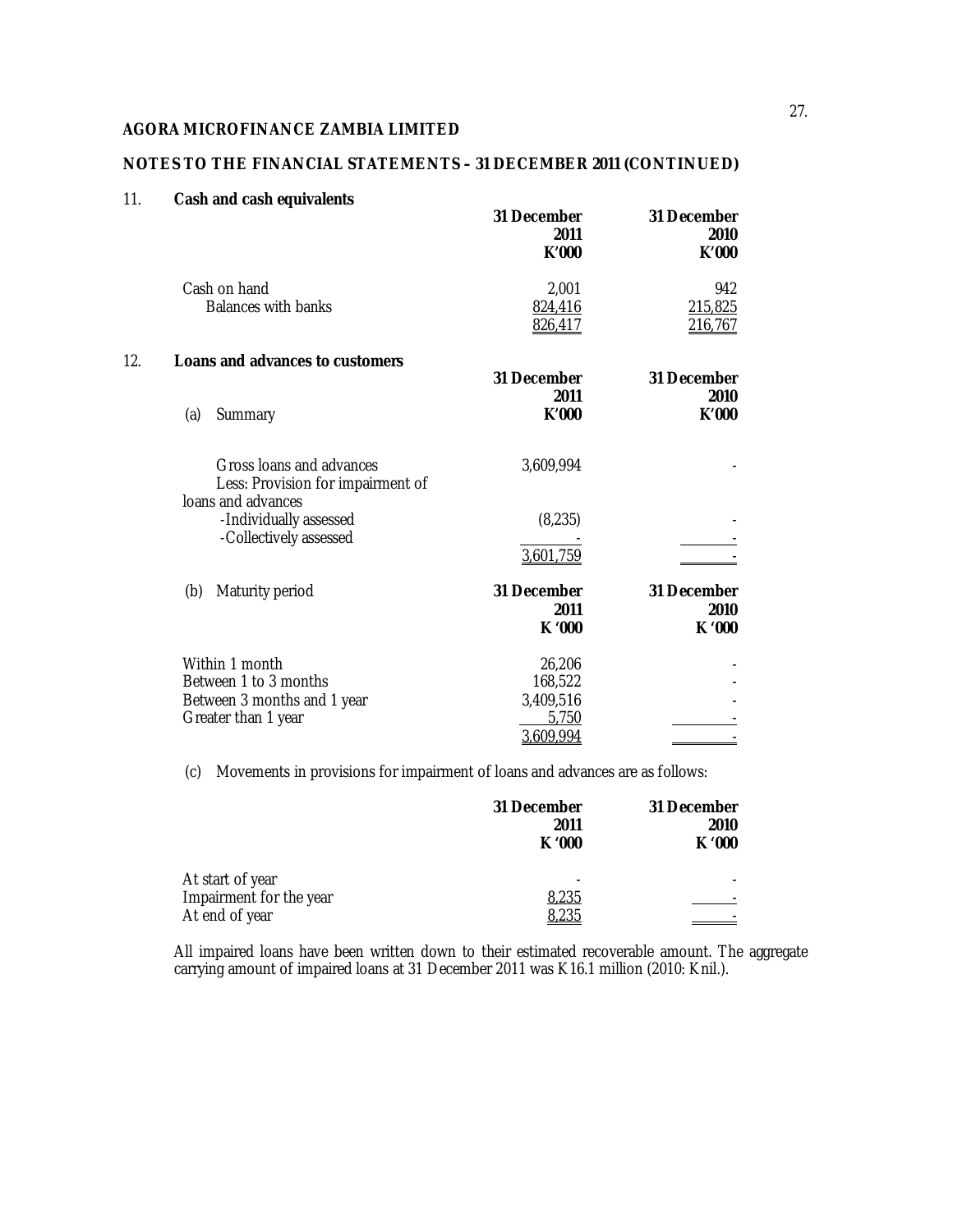**AGORA MICROFINANCE ZAMBIA LIMITED**

**NOTES TO THE FINANCIAL STATEMENTS – 31 DECEMBER 2011 (CONTINUED)**

## 11. Cash and cash equivalents

| | 31 December 2011 K'000 | 31 December 2010 K'000 |
|---|---|---|
| Cash on hand | 2,001 | 942 |
| Balances with banks | 824,416 | 215,825 |
| | 826,417 | 216,767 |

## 12. Loans and advances to customers

| (a) Summary | 31 December 2011 K'000 | 31 December 2010 K'000 |
|---|---|---|
| Gross loans and advances | 3,609,994 | - |
| Less: Provision for impairment of loans and advances | | |
| -Individually assessed | (8,235) | - |
| -Collectively assessed | - | - |
| | 3,601,759 | - |

| (b) Maturity period | 31 December 2011 K '000 | 31 December 2010 K '000 |
|---|---|---|
| Within 1 month | 26,206 | - |
| Between 1 to 3 months | 168,522 | - |
| Between 3 months and 1 year | 3,409,516 | - |
| Greater than 1 year | 5,750 | - |
| | 3,609,994 | - |

(c) Movements in provisions for impairment of loans and advances are as follows:

| | 31 December 2011 K '000 | 31 December 2010 K '000 |
|---|---|---|
| At start of year | - | - |
| Impairment for the year | 8,235 | - |
| At end of year | 8,235 | - |

All impaired loans have been written down to their estimated recoverable amount. The aggregate carrying amount of impaired loans at 31 December 2011 was K16.1 million (2010: Knil.).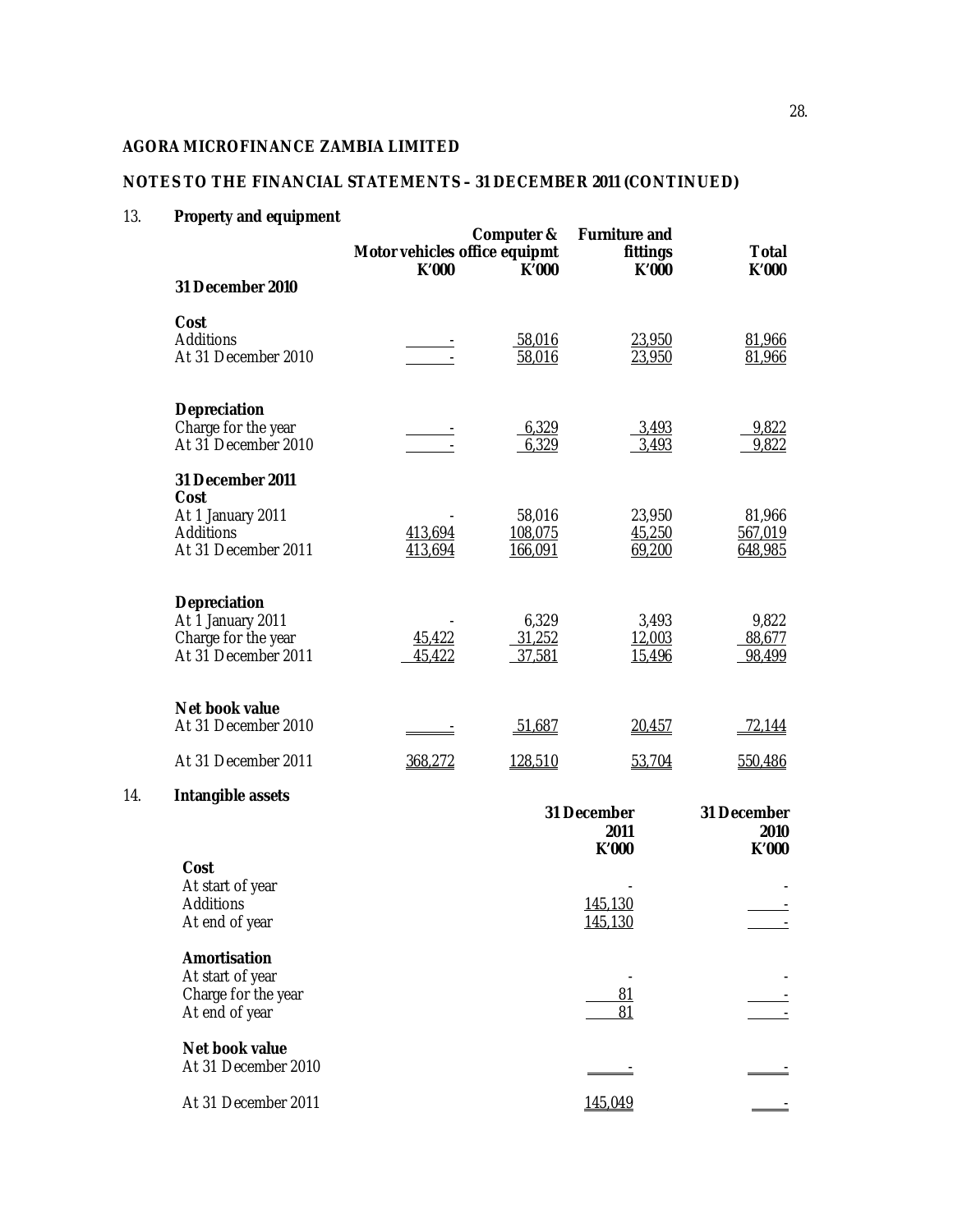**AGORA MICROFINANCE ZAMBIA LIMITED**

**NOTES TO THE FINANCIAL STATEMENTS – 31 DECEMBER 2011 (CONTINUED)**

## 13. Property and equipment

| | Motor vehicles K'000 | Computer & office equipmt K'000 | Furniture and fittings K'000 | Total K'000 |
|---|---|---|---|---|
| **31 December 2010** | | | | |
| **Cost** | | | | |
| Additions | - | 58,016 | 23,950 | 81,966 |
| At 31 December 2010 | - | 58,016 | 23,950 | 81,966 |
| **Depreciation** | | | | |
| Charge for the year | - | 6,329 | 3,493 | 9,822 |
| At 31 December 2010 | - | 6,329 | 3,493 | 9,822 |
| **31 December 2011** | | | | |
| **Cost** | | | | |
| At 1 January 2011 | - | 58,016 | 23,950 | 81,966 |
| Additions | 413,694 | 108,075 | 45,250 | 567,019 |
| At 31 December 2011 | 413,694 | 166,091 | 69,200 | 648,985 |
| **Depreciation** | | | | |
| At 1 January 2011 | - | 6,329 | 3,493 | 9,822 |
| Charge for the year | 45,422 | 31,252 | 12,003 | 88,677 |
| At 31 December 2011 | 45,422 | 37,581 | 15,496 | 98,499 |
| **Net book value** | | | | |
| At 31 December 2010 | - | 51,687 | 20,457 | 72,144 |
| At 31 December 2011 | 368,272 | 128,510 | 53,704 | 550,486 |

## 14. Intangible assets

| | 31 December 2011 K'000 | 31 December 2010 K'000 |
|---|---|---|
| **Cost** | | |
| At start of year | - | - |
| Additions | 145,130 | - |
| At end of year | 145,130 | - |
| **Amortisation** | | |
| At start of year | - | - |
| Charge for the year | 81 | - |
| At end of year | 81 | - |
| **Net book value** | | |
| At 31 December 2010 | - | - |
| At 31 December 2011 | 145,049 | - |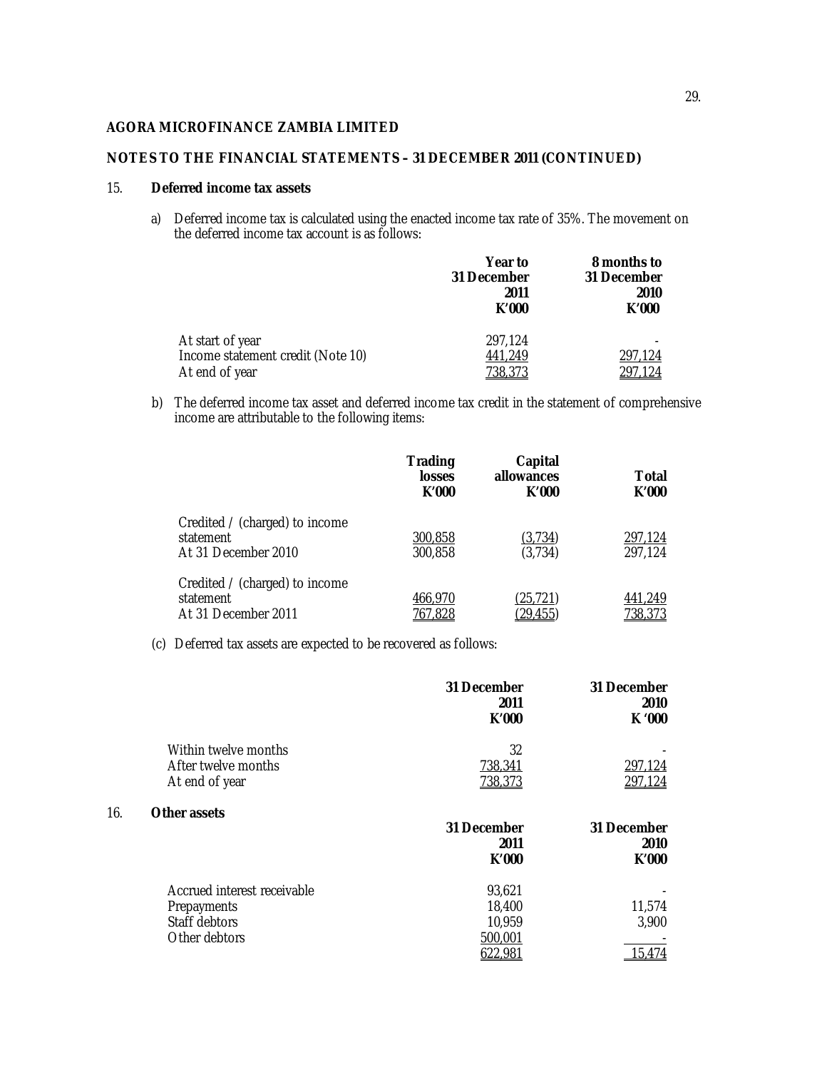**AGORA MICROFINANCE ZAMBIA LIMITED**

**NOTES TO THE FINANCIAL STATEMENTS – 31 DECEMBER 2011 (CONTINUED)**

## 15. Deferred income tax assets

a) Deferred income tax is calculated using the enacted income tax rate of 35%. The movement on the deferred income tax account is as follows:

| | Year to 31 December 2011 K'000 | 8 months to 31 December 2010 K'000 |
|---|---|---|
| At start of year | 297,124 | - |
| Income statement credit (Note 10) | 441,249 | 297,124 |
| At end of year | 738,373 | 297,124 |

b) The deferred income tax asset and deferred income tax credit in the statement of comprehensive income are attributable to the following items:

| | Trading losses K'000 | Capital allowances K'000 | Total K'000 |
|---|---|---|---|
| Credited / (charged) to income statement | 300,858 | (3,734) | 297,124 |
| At 31 December 2010 | 300,858 | (3,734) | 297,124 |
| Credited / (charged) to income statement | 466,970 | (25,721) | 441,249 |
| At 31 December 2011 | 767,828 | (29,455) | 738,373 |

(c) Deferred tax assets are expected to be recovered as follows:

| | 31 December 2011 K'000 | 31 December 2010 K '000 |
|---|---|---|
| Within twelve months | 32 | - |
| After twelve months | 738,341 | 297,124 |
| At end of year | 738,373 | 297,124 |

## 16. Other assets

| | 31 December 2011 K'000 | 31 December 2010 K'000 |
|---|---|---|
| Accrued interest receivable | 93,621 | - |
| Prepayments | 18,400 | 11,574 |
| Staff debtors | 10,959 | 3,900 |
| Other debtors | 500,001 | - |
| | 622,981 | 15,474 |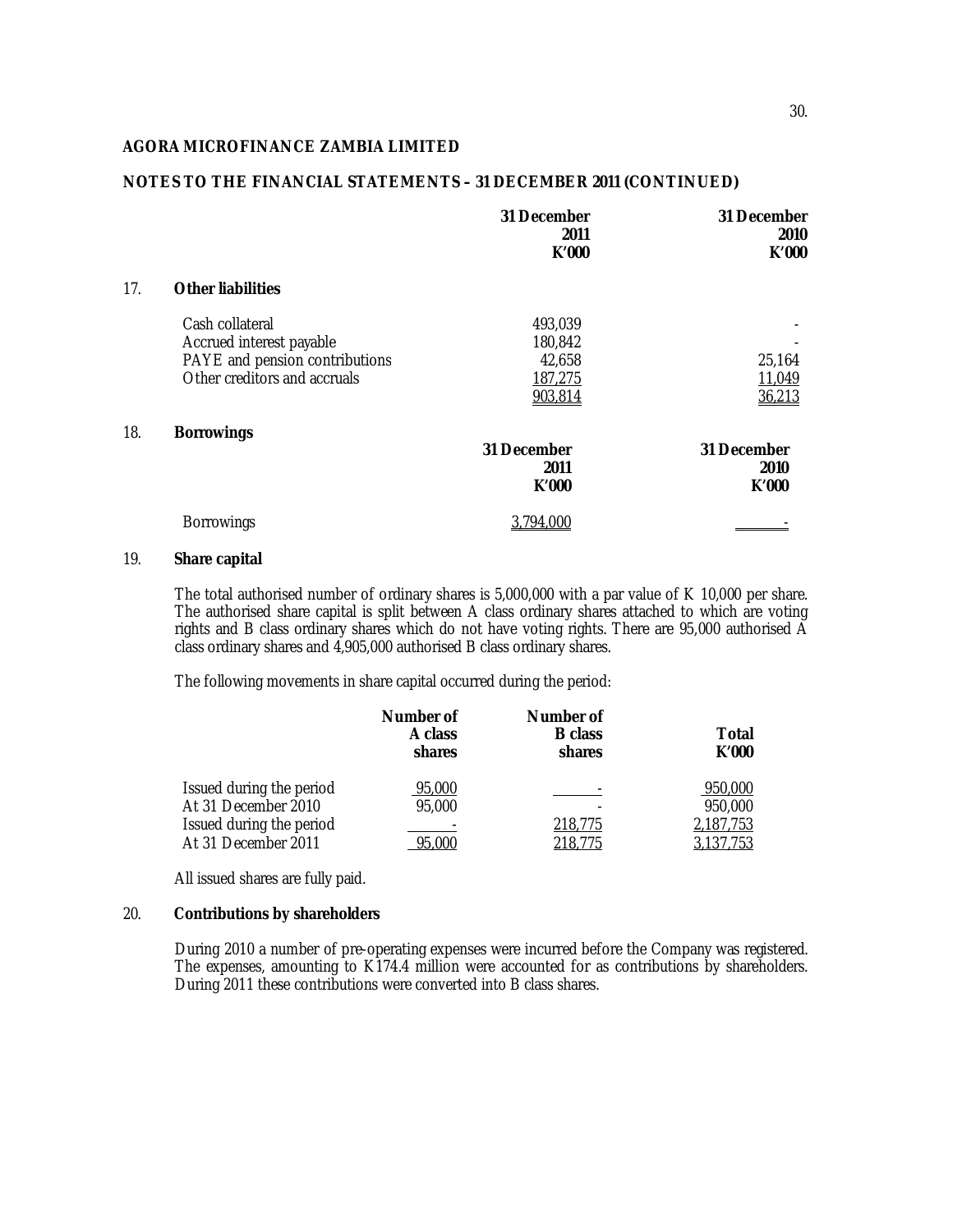**AGORA MICROFINANCE ZAMBIA LIMITED**

**NOTES TO THE FINANCIAL STATEMENTS – 31 DECEMBER 2011 (CONTINUED)**

| | 31 December 2011 K'000 | 31 December 2010 K'000 |
|---|---|---|
| **17. Other liabilities** | | |
| Cash collateral | 493,039 | - |
| Accrued interest payable | 180,842 | - |
| PAYE and pension contributions | 42,658 | 25,164 |
| Other creditors and accruals | 187,275 | 11,049 |
| | 903,814 | 36,213 |

**18. Borrowings**

| | 31 December 2011 K'000 | 31 December 2010 K'000 |
|---|---|---|
| Borrowings | 3,794,000 | - |

**19. Share capital**

The total authorised number of ordinary shares is 5,000,000 with a par value of K 10,000 per share. The authorised share capital is split between A class ordinary shares attached to which are voting rights and B class ordinary shares which do not have voting rights. There are 95,000 authorised A class ordinary shares and 4,905,000 authorised B class ordinary shares.

The following movements in share capital occurred during the period:

| | Number of A class shares | Number of B class shares | Total K'000 |
|---|---|---|---|
| Issued during the period | 95,000 | - | 950,000 |
| At 31 December 2010 | 95,000 | - | 950,000 |
| Issued during the period | - | 218,775 | 2,187,753 |
| At 31 December 2011 | 95,000 | 218,775 | 3,137,753 |

All issued shares are fully paid.

**20. Contributions by shareholders**

During 2010 a number of pre-operating expenses were incurred before the Company was registered. The expenses, amounting to K174.4 million were accounted for as contributions by shareholders. During 2011 these contributions were converted into B class shares.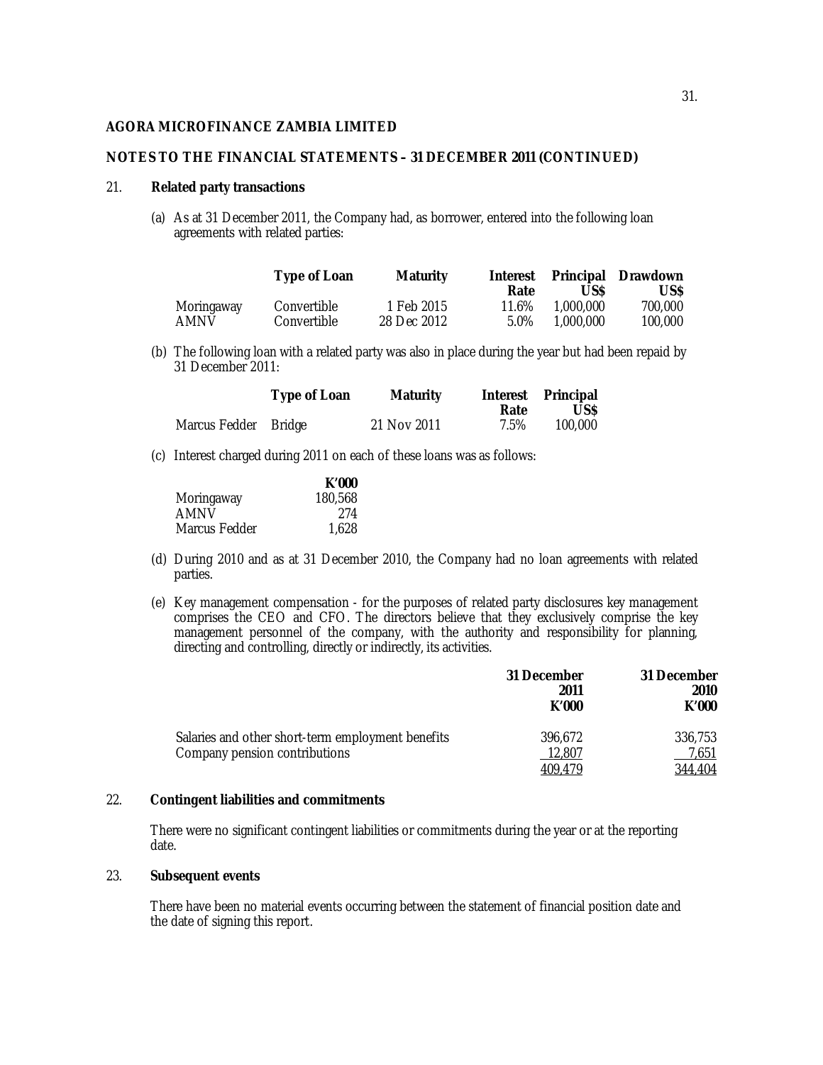**AGORA MICROFINANCE ZAMBIA LIMITED**

**NOTES TO THE FINANCIAL STATEMENTS – 31 DECEMBER 2011 (CONTINUED)**

21. **Related party transactions**

(a) As at 31 December 2011, the Company had, as borrower, entered into the following loan agreements with related parties:

| | Type of Loan | Maturity | Interest Rate | Principal US$ | Drawdown US$ |
|---|---|---|---|---|---|
| Moringaway | Convertible | 1 Feb 2015 | 11.6% | 1,000,000 | 700,000 |
| AMNV | Convertible | 28 Dec 2012 | 5.0% | 1,000,000 | 100,000 |

(b) The following loan with a related party was also in place during the year but had been repaid by 31 December 2011:

| | Type of Loan | Maturity | Interest Rate | Principal US$ |
|---|---|---|---|---|
| Marcus Fedder | Bridge | 21 Nov 2011 | 7.5% | 100,000 |

(c) Interest charged during 2011 on each of these loans was as follows:

| | K'000 |
|---|---|
| Moringaway | 180,568 |
| AMNV | 274 |
| Marcus Fedder | 1,628 |

(d) During 2010 and as at 31 December 2010, the Company had no loan agreements with related parties.

(e) Key management compensation - for the purposes of related party disclosures key management comprises the CEO and CFO. The directors believe that they exclusively comprise the key management personnel of the company, with the authority and responsibility for planning, directing and controlling, directly or indirectly, its activities.

| | 31 December 2011 K'000 | 31 December 2010 K'000 |
|---|---|---|
| Salaries and other short-term employment benefits | 396,672 | 336,753 |
| Company pension contributions | 12,807 | 7,651 |
| | 409,479 | 344,404 |

22. **Contingent liabilities and commitments**

There were no significant contingent liabilities or commitments during the year or at the reporting date.

23. **Subsequent events**

There have been no material events occurring between the statement of financial position date and the date of signing this report.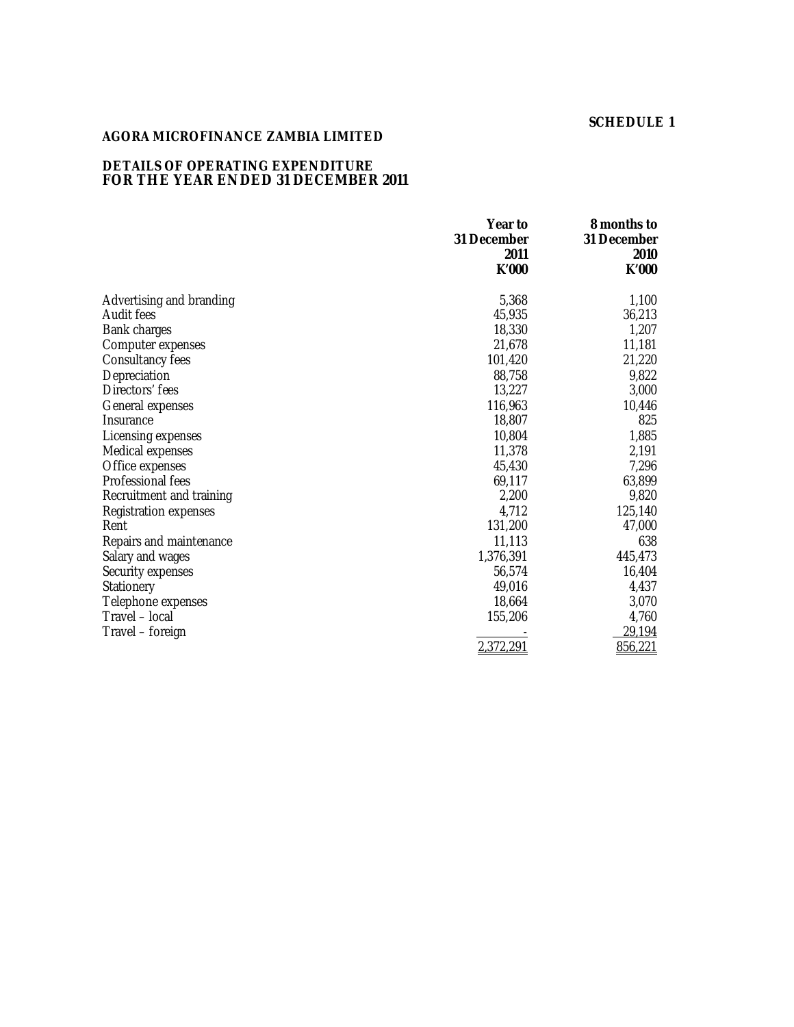**SCHEDULE 1**

**AGORA MICROFINANCE ZAMBIA LIMITED**

**DETAILS OF OPERATING EXPENDITURE**
**FOR THE YEAR ENDED 31 DECEMBER 2011**

| | Year to 31 December 2011 K'000 | 8 months to 31 December 2010 K'000 |
|---|---|---|
| Advertising and branding | 5,368 | 1,100 |
| Audit fees | 45,935 | 36,213 |
| Bank charges | 18,330 | 1,207 |
| Computer expenses | 21,678 | 11,181 |
| Consultancy fees | 101,420 | 21,220 |
| Depreciation | 88,758 | 9,822 |
| Directors' fees | 13,227 | 3,000 |
| General expenses | 116,963 | 10,446 |
| Insurance | 18,807 | 825 |
| Licensing expenses | 10,804 | 1,885 |
| Medical expenses | 11,378 | 2,191 |
| Office expenses | 45,430 | 7,296 |
| Professional fees | 69,117 | 63,899 |
| Recruitment and training | 2,200 | 9,820 |
| Registration expenses | 4,712 | 125,140 |
| Rent | 131,200 | 47,000 |
| Repairs and maintenance | 11,113 | 638 |
| Salary and wages | 1,376,391 | 445,473 |
| Security expenses | 56,574 | 16,404 |
| Stationery | 49,016 | 4,437 |
| Telephone expenses | 18,664 | 3,070 |
| Travel – local | 155,206 | 4,760 |
| Travel – foreign | - | 29,194 |
| | 2,372,291 | 856,221 |